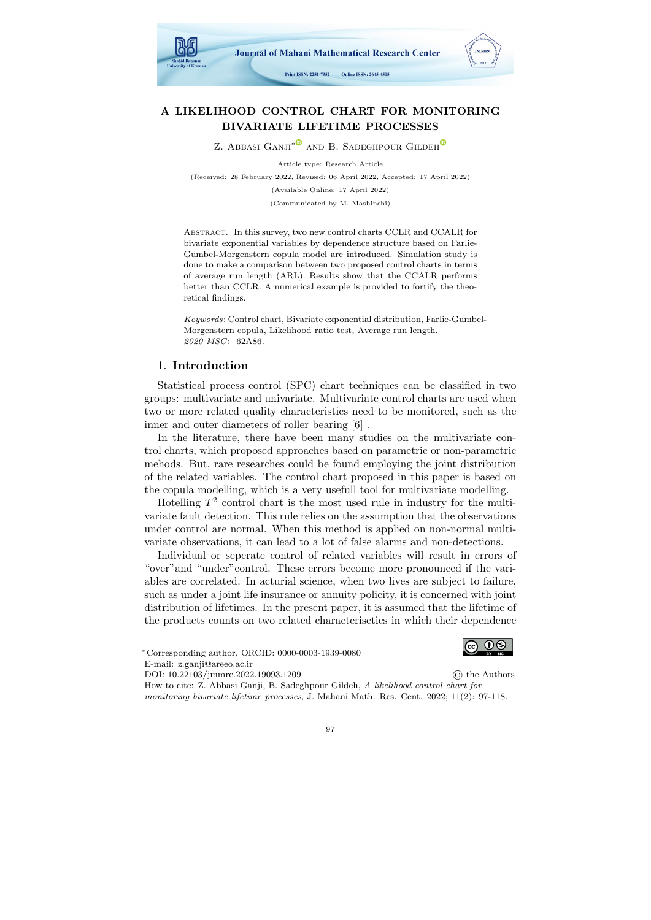# A LIKELIHOOD CONTROL CHART FOR MONITORING BIVARIATE LIFETIME PROCESSES

Z. Abbasi Ganji* and B. Sadeghpour Gildeh

Article type: Research Article

(Received: 28 February 2022, Revised: 06 April 2022, Accepted: 17 April 2022)

(Available Online: 17 April 2022)

(Communicated by M. Mashinchi)

Abstract. In this survey, two new control charts CCLR and CCALR for bivariate exponential variables by dependence structure based on Farlie-Gumbel-Morgenstern copula model are introduced. Simulation study is done to make a comparison between two proposed control charts in terms of average run length (ARL). Results show that the CCALR performs better than CCLR. A numerical example is provided to fortify the theoretical findings.

*Keywords*: Control chart, Bivariate exponential distribution, Farlie-Gumbel-Morgenstern copula, Likelihood ratio test, Average run length.
*2020 MSC*: 62A86.

## 1. Introduction

Statistical process control (SPC) chart techniques can be classified in two groups: multivariate and univariate. Multivariate control charts are used when two or more related quality characteristics need to be monitored, such as the inner and outer diameters of roller bearing [6] .

In the literature, there have been many studies on the multivariate control charts, which proposed approaches based on parametric or non-parametric mehods. But, rare researches could be found employing the joint distribution of the related variables. The control chart proposed in this paper is based on the copula modelling, which is a very usefull tool for multivariate modelling.

Hotelling $T^2$ control chart is the most used rule in industry for the multivariate fault detection. This rule relies on the assumption that the observations under control are normal. When this method is applied on non-normal multivariate observations, it can lead to a lot of false alarms and non-detections.

Individual or seperate control of related variables will result in errors of "over"and "under"control. These errors become more pronounced if the variables are correlated. In acturial science, when two lives are subject to failure, such as under a joint life insurance or annuity policity, it is concerned with joint distribution of lifetimes. In the present paper, it is assumed that the lifetime of the products counts on two related charactersictics in which their dependence

---

*Corresponding author, ORCID: 0000-0003-1939-0080
E-mail: z.ganji@areeo.ac.ir
DOI: 10.22103/jmmrc.2022.19093.1209 © the Authors
How to cite: Z. Abbasi Ganji, B. Sadeghpour Gildeh, *A likelihood control chart for monitoring bivariate lifetime processes*, J. Mahani Math. Res. Cent. 2022; 11(2): 97-118.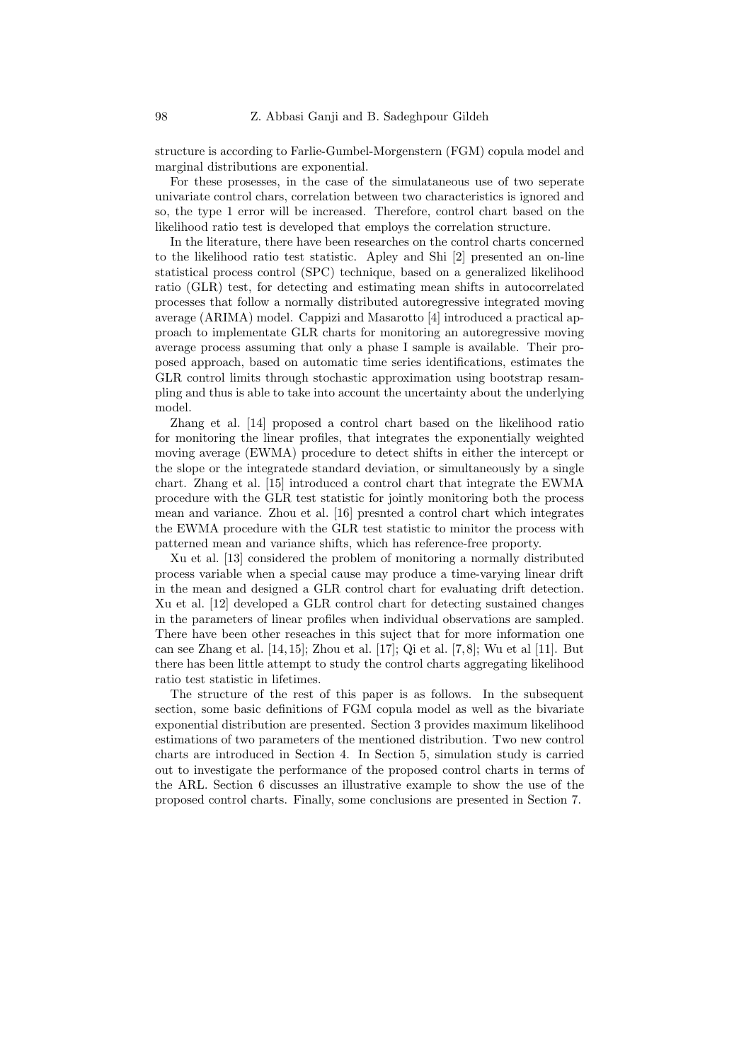structure is according to Farlie-Gumbel-Morgenstern (FGM) copula model and marginal distributions are exponential.

For these prosesses, in the case of the simulataneous use of two seperate univariate control chars, correlation between two characteristics is ignored and so, the type 1 error will be increased. Therefore, control chart based on the likelihood ratio test is developed that employs the correlation structure.

In the literature, there have been researches on the control charts concerned to the likelihood ratio test statistic. Apley and Shi [2] presented an on-line statistical process control (SPC) technique, based on a generalized likelihood ratio (GLR) test, for detecting and estimating mean shifts in autocorrelated processes that follow a normally distributed autoregressive integrated moving average (ARIMA) model. Cappizi and Masarotto [4] introduced a practical approach to implementate GLR charts for monitoring an autoregressive moving average process assuming that only a phase I sample is available. Their proposed approach, based on automatic time series identifications, estimates the GLR control limits through stochastic approximation using bootstrap resampling and thus is able to take into account the uncertainty about the underlying model.

Zhang et al. [14] proposed a control chart based on the likelihood ratio for monitoring the linear profiles, that integrates the exponentially weighted moving average (EWMA) procedure to detect shifts in either the intercept or the slope or the integratede standard deviation, or simultaneously by a single chart. Zhang et al. [15] introduced a control chart that integrate the EWMA procedure with the GLR test statistic for jointly monitoring both the process mean and variance. Zhou et al. [16] presnted a control chart which integrates the EWMA procedure with the GLR test statistic to minitor the process with patterned mean and variance shifts, which has reference-free property.

Xu et al. [13] considered the problem of monitoring a normally distributed process variable when a special cause may produce a time-varying linear drift in the mean and designed a GLR control chart for evaluating drift detection. Xu et al. [12] developed a GLR control chart for detecting sustained changes in the parameters of linear profiles when individual observations are sampled. There have been other reseaches in this suject that for more information one can see Zhang et al. [14, 15]; Zhou et al. [17]; Qi et al. [7, 8]; Wu et al [11]. But there has been little attempt to study the control charts aggregating likelihood ratio test statistic in lifetimes.

The structure of the rest of this paper is as follows. In the subsequent section, some basic definitions of FGM copula model as well as the bivariate exponential distribution are presented. Section 3 provides maximum likelihood estimations of two parameters of the mentioned distribution. Two new control charts are introduced in Section 4. In Section 5, simulation study is carried out to investigate the performance of the proposed control charts in terms of the ARL. Section 6 discusses an illustrative example to show the use of the proposed control charts. Finally, some conclusions are presented in Section 7.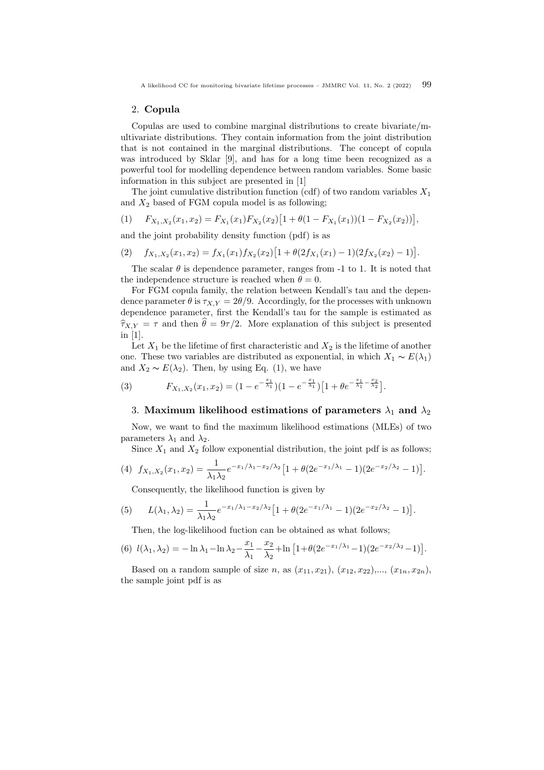## 2. Copula

Copulas are used to combine marginal distributions to create bivariate/multivariate distributions. They contain information from the joint distribution that is not contained in the marginal distributions. The concept of copula was introduced by Sklar [9], and has for a long time been recognized as a powerful tool for modelling dependence between random variables. Some basic information in this subject are presented in [1]

The joint cumulative distribution function (cdf) of two random variables $X_1$ and $X_2$ based of FGM copula model is as following;

$$(1) \quad F_{X_1,X_2}(x_1,x_2) = F_{X_1}(x_1)F_{X_2}(x_2)\big[1 + \theta(1 - F_{X_1}(x_1))(1 - F_{X_2}(x_2))\big],$$

and the joint probability density function (pdf) is as

$$(2) \quad f_{X_1,X_2}(x_1,x_2) = f_{X_1}(x_1)f_{X_2}(x_2)\big[1 + \theta(2f_{X_1}(x_1) - 1)(2f_{X_2}(x_2) - 1)\big].$$

The scalar $\theta$ is dependence parameter, ranges from -1 to 1. It is noted that the independence structure is reached when $\theta = 0$.

For FGM copula family, the relation between Kendall's tau and the dependence parameter $\theta$ is $\tau_{X,Y} = 2\theta/9$. Accordingly, for the processes with unknown dependence parameter, first the Kendall's tau for the sample is estimated as $\widehat{\tau}_{X,Y} = \tau$ and then $\widehat{\theta} = 9\tau/2$. More explanation of this subject is presented in [1].

Let $X_1$ be the lifetime of first characteristic and $X_2$ is the lifetime of another one. These two variables are distributed as exponential, in which $X_1 \sim E(\lambda_1)$ and $X_2 \sim E(\lambda_2)$. Then, by using Eq. (1), we have

$$(3) \quad F_{X_1,X_2}(x_1,x_2) = (1 - e^{-\frac{x_1}{\lambda_1}})(1 - e^{-\frac{x_1}{\lambda_1}})\big[1 + \theta e^{-\frac{x_1}{\lambda_1} - \frac{x_2}{\lambda_2}}\big].$$

## 3. Maximum likelihood estimations of parameters $\lambda_1$ and $\lambda_2$

Now, we want to find the maximum likelihood estimations (MLEs) of two parameters $\lambda_1$ and $\lambda_2$.

Since $X_1$ and $X_2$ follow exponential distribution, the joint pdf is as follows;

$$(4) \quad f_{X_1,X_2}(x_1,x_2) = \frac{1}{\lambda_1\lambda_2}e^{-x_1/\lambda_1 - x_2/\lambda_2}\big[1 + \theta(2e^{-x_1/\lambda_1} - 1)(2e^{-x_2/\lambda_2} - 1)\big].$$

Consequently, the likelihood function is given by

$$(5) \quad L(\lambda_1,\lambda_2) = \frac{1}{\lambda_1\lambda_2}e^{-x_1/\lambda_1 - x_2/\lambda_2}\big[1 + \theta(2e^{-x_1/\lambda_1} - 1)(2e^{-x_2/\lambda_2} - 1)\big].$$

Then, the log-likelihood fuction can be obtained as what follows;

$$(6) \quad l(\lambda_1,\lambda_2) = -\ln\lambda_1 - \ln\lambda_2 - \frac{x_1}{\lambda_1} - \frac{x_2}{\lambda_2} + \ln\big[1 + \theta(2e^{-x_1/\lambda_1} - 1)(2e^{-x_2/\lambda_2} - 1)\big].$$

Based on a random sample of size $n$, as $(x_{11}, x_{21})$, $(x_{12}, x_{22})$,..., $(x_{1n}, x_{2n})$, the sample joint pdf is as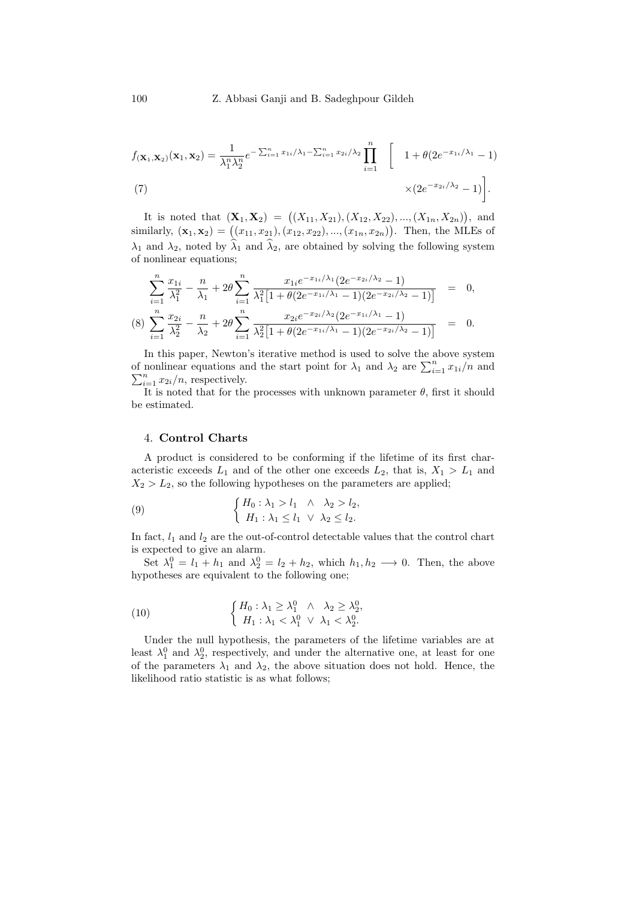$$f_{(\mathbf{X}_1,\mathbf{X}_2)}(\mathbf{x}_1,\mathbf{x}_2) = \frac{1}{\lambda_1^n \lambda_2^n} e^{-\sum_{i=1}^n x_{1i}/\lambda_1 - \sum_{i=1}^n x_{2i}/\lambda_2} \prod_{i=1}^n \Bigg[ 1+\theta(2e^{-x_{1i}/\lambda_1}-1) \times (2e^{-x_{2i}/\lambda_2}-1)\Bigg]. \tag{7}$$

It is noted that $(\mathbf{X}_1,\mathbf{X}_2) = \big((X_{11},X_{21}),(X_{12},X_{22}),...,(X_{1n},X_{2n})\big)$, and similarly, $(\mathbf{x}_1,\mathbf{x}_2) = \big((x_{11},x_{21}),(x_{12},x_{22}),...,(x_{1n},x_{2n})\big)$. Then, the MLEs of $\lambda_1$ and $\lambda_2$, noted by $\widehat{\lambda}_1$ and $\widehat{\lambda}_2$, are obtained by solving the following system of nonlinear equations;

$$\begin{aligned}
\sum_{i=1}^n \frac{x_{1i}}{\lambda_1^2} - \frac{n}{\lambda_1} + 2\theta \sum_{i=1}^n \frac{x_{1i}e^{-x_{1i}/\lambda_1}(2e^{-x_{2i}/\lambda_2}-1)}{\lambda_1^2\big[1+\theta(2e^{-x_{1i}/\lambda_1}-1)(2e^{-x_{2i}/\lambda_2}-1)\big]} &= 0,\\
\sum_{i=1}^n \frac{x_{2i}}{\lambda_2^2} - \frac{n}{\lambda_2} + 2\theta \sum_{i=1}^n \frac{x_{2i}e^{-x_{2i}/\lambda_2}(2e^{-x_{1i}/\lambda_1}-1)}{\lambda_2^2\big[1+\theta(2e^{-x_{1i}/\lambda_1}-1)(2e^{-x_{2i}/\lambda_2}-1)\big]} &= 0.
\end{aligned} \tag{8}$$

In this paper, Newton's iterative method is used to solve the above system of nonlinear equations and the start point for $\lambda_1$ and $\lambda_2$ are $\sum_{i=1}^n x_{1i}/n$ and $\sum_{i=1}^n x_{2i}/n$, respectively.

It is noted that for the processes with unknown parameter $\theta$, first it should be estimated.

## 4. **Control Charts**

A product is considered to be conforming if the lifetime of its first characteristic exceeds $L_1$ and of the other one exceeds $L_2$, that is, $X_1 > L_1$ and $X_2 > L_2$, so the following hypotheses on the parameters are applied;

$$\begin{cases} H_0 : \lambda_1 > l_1 \quad \wedge \quad \lambda_2 > l_2, \\ H_1 : \lambda_1 \leq l_1 \quad \vee \quad \lambda_2 \leq l_2. \end{cases} \tag{9}$$

In fact, $l_1$ and $l_2$ are the out-of-control detectable values that the control chart is expected to give an alarm.

Set $\lambda_1^0 = l_1 + h_1$ and $\lambda_2^0 = l_2 + h_2$, which $h_1, h_2 \longrightarrow 0$. Then, the above hypotheses are equivalent to the following one;

$$\begin{cases} H_0 : \lambda_1 \geq \lambda_1^0 \quad \wedge \quad \lambda_2 \geq \lambda_2^0, \\ H_1 : \lambda_1 < \lambda_1^0 \quad \vee \quad \lambda_1 < \lambda_2^0. \end{cases} \tag{10}$$

Under the null hypothesis, the parameters of the lifetime variables are at least $\lambda_1^0$ and $\lambda_2^0$, respectively, and under the alternative one, at least for one of the parameters $\lambda_1$ and $\lambda_2$, the above situation does not hold. Hence, the likelihood ratio statistic is as what follows;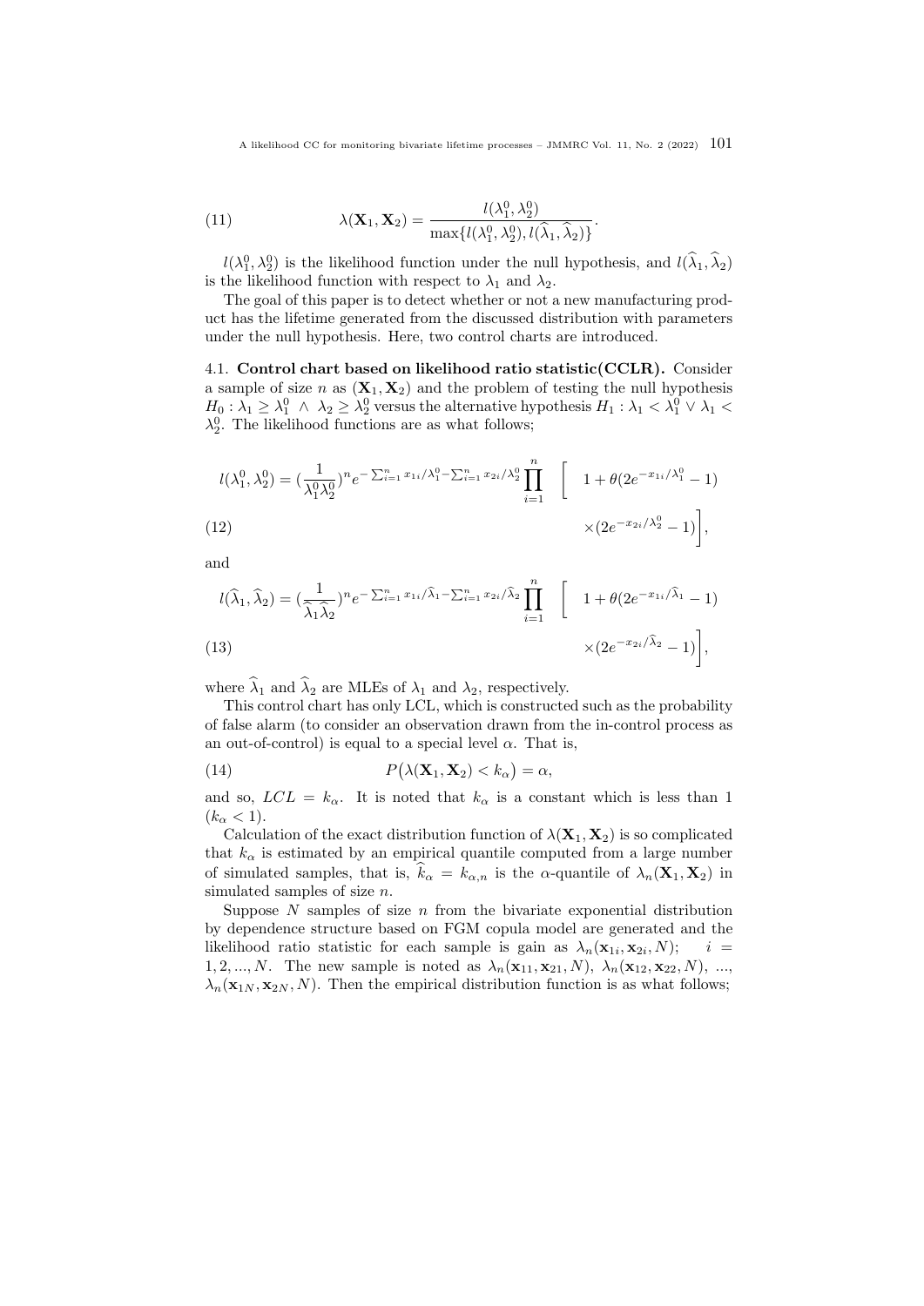$$\lambda(\mathbf{X}_1, \mathbf{X}_2) = \frac{l(\lambda_1^0, \lambda_2^0)}{\max\{l(\lambda_1^0, \lambda_2^0), l(\widehat{\lambda}_1, \widehat{\lambda}_2)\}}. \tag{11}$$

$l(\lambda_1^0, \lambda_2^0)$ is the likelihood function under the null hypothesis, and $l(\widehat{\lambda}_1, \widehat{\lambda}_2)$ is the likelihood function with respect to $\lambda_1$ and $\lambda_2$.

The goal of this paper is to detect whether or not a new manufacturing product has the lifetime generated from the discussed distribution with parameters under the null hypothesis. Here, two control charts are introduced.

**4.1. Control chart based on likelihood ratio statistic(CCLR).** Consider a sample of size $n$ as $(\mathbf{X}_1, \mathbf{X}_2)$ and the problem of testing the null hypothesis $H_0 : \lambda_1 \geq \lambda_1^0 \ \wedge \ \lambda_2 \geq \lambda_2^0$ versus the alternative hypothesis $H_1 : \lambda_1 < \lambda_1^0 \vee \lambda_1 < \lambda_2^0$. The likelihood functions are as what follows;

$$l(\lambda_1^0, \lambda_2^0) = (\frac{1}{\lambda_1^0 \lambda_2^0})^n e^{-\sum_{i=1}^n x_{1i}/\lambda_1^0 - \sum_{i=1}^n x_{2i}/\lambda_2^0} \prod_{i=1}^n \Bigg[ 1 + \theta(2e^{-x_{1i}/\lambda_1^0} - 1) \times (2e^{-x_{2i}/\lambda_2^0} - 1)\Bigg], \tag{12}$$

and

$$l(\widehat{\lambda}_1, \widehat{\lambda}_2) = (\frac{1}{\widehat{\lambda}_1 \widehat{\lambda}_2})^n e^{-\sum_{i=1}^n x_{1i}/\widehat{\lambda}_1 - \sum_{i=1}^n x_{2i}/\widehat{\lambda}_2} \prod_{i=1}^n \Bigg[ 1 + \theta(2e^{-x_{1i}/\widehat{\lambda}_1} - 1) \times (2e^{-x_{2i}/\widehat{\lambda}_2} - 1)\Bigg], \tag{13}$$

where $\widehat{\lambda}_1$ and $\widehat{\lambda}_2$ are MLEs of $\lambda_1$ and $\lambda_2$, respectively.

This control chart has only LCL, which is constructed such as the probability of false alarm (to consider an observation drawn from the in-control process as an out-of-control) is equal to a special level $\alpha$. That is,

$$P\big(\lambda(\mathbf{X}_1, \mathbf{X}_2) < k_\alpha\big) = \alpha, \tag{14}$$

and so, $LCL = k_\alpha$. It is noted that $k_\alpha$ is a constant which is less than 1 ($k_\alpha < 1$).

Calculation of the exact distribution function of $\lambda(\mathbf{X}_1, \mathbf{X}_2)$ is so complicated that $k_\alpha$ is estimated by an empirical quantile computed from a large number of simulated samples, that is, $\widehat{k}_\alpha = k_{\alpha,n}$ is the $\alpha$-quantile of $\lambda_n(\mathbf{X}_1, \mathbf{X}_2)$ in simulated samples of size $n$.

Suppose $N$ samples of size $n$ from the bivariate exponential distribution by dependence structure based on FGM copula model are generated and the likelihood ratio statistic for each sample is gain as $\lambda_n(\mathbf{x}_{1i}, \mathbf{x}_{2i}, N)$; $\quad i = 1, 2, ..., N$. The new sample is noted as $\lambda_n(\mathbf{x}_{11}, \mathbf{x}_{21}, N)$, $\lambda_n(\mathbf{x}_{12}, \mathbf{x}_{22}, N)$, ..., $\lambda_n(\mathbf{x}_{1N}, \mathbf{x}_{2N}, N)$. Then the empirical distribution function is as what follows;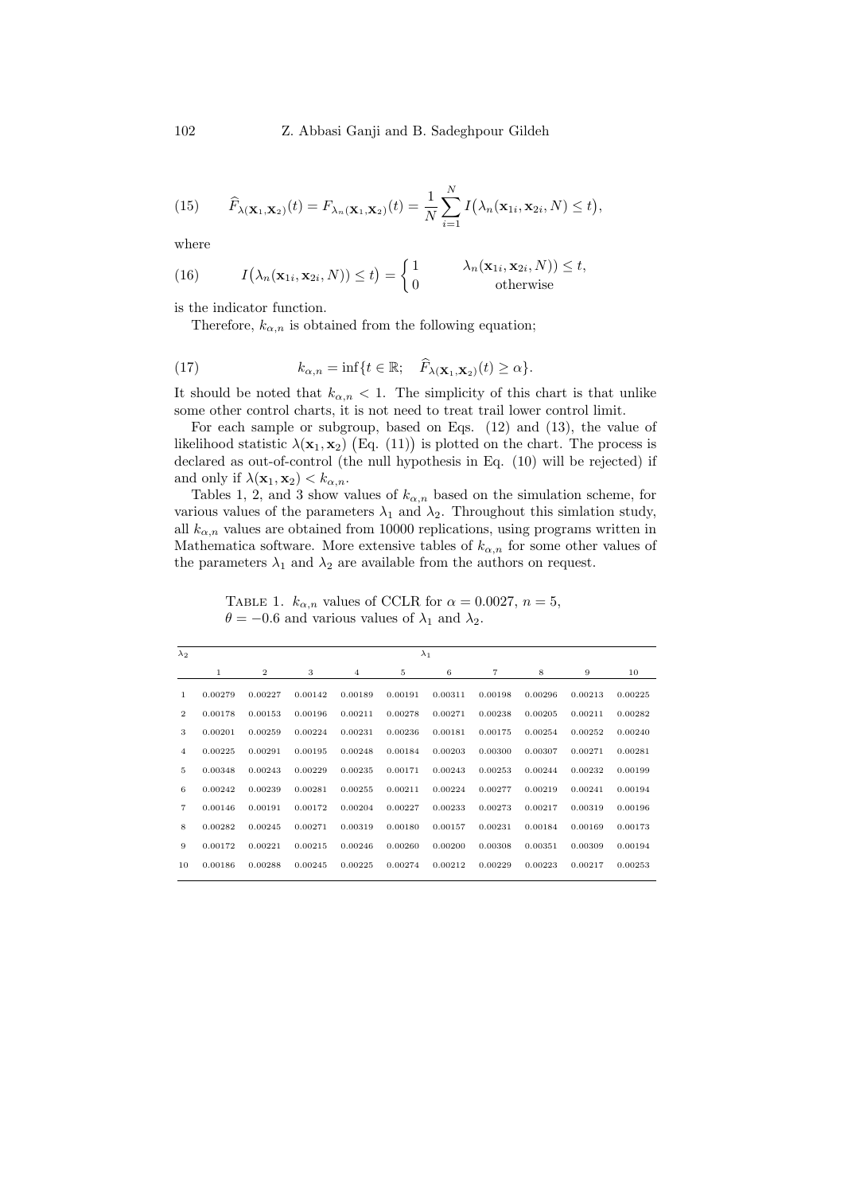$$
\widehat{F}_{\lambda(\mathbf{X}_1,\mathbf{X}_2)}(t) = F_{\lambda_n(\mathbf{X}_1,\mathbf{X}_2)}(t) = \frac{1}{N}\sum_{i=1}^{N} I\big(\lambda_n(\mathbf{x}_{1i},\mathbf{x}_{2i},N) \le t\big), \tag{15}
$$

where

$$
I\big(\lambda_n(\mathbf{x}_{1i},\mathbf{x}_{2i},N)) \le t\big) = \begin{cases} 1 & \lambda_n(\mathbf{x}_{1i},\mathbf{x}_{2i},N)) \le t, \\ 0 & \text{otherwise} \end{cases} \tag{16}
$$

is the indicator function.

Therefore, $k_{\alpha,n}$ is obtained from the following equation;

$$
k_{\alpha,n} = \inf\{t \in \mathbb{R}; \quad \widehat{F}_{\lambda(\mathbf{X}_1,\mathbf{X}_2)}(t) \ge \alpha\}. \tag{17}
$$

It should be noted that $k_{\alpha,n} < 1$. The simplicity of this chart is that unlike some other control charts, it is not need to treat trail lower control limit.

For each sample or subgroup, based on Eqs. (12) and (13), the value of likelihood statistic $\lambda(\mathbf{x}_1,\mathbf{x}_2)$ (Eq. (11)) is plotted on the chart. The process is declared as out-of-control (the null hypothesis in Eq. (10) will be rejected) if and only if $\lambda(\mathbf{x}_1,\mathbf{x}_2) < k_{\alpha,n}$.

Tables 1, 2, and 3 show values of $k_{\alpha,n}$ based on the simulation scheme, for various values of the parameters $\lambda_1$ and $\lambda_2$. Throughout this simlation study, all $k_{\alpha,n}$ values are obtained from 10000 replications, using programs written in Mathematica software. More extensive tables of $k_{\alpha,n}$ for some other values of the parameters $\lambda_1$ and $\lambda_2$ are available from the authors on request.

Table 1. $k_{\alpha,n}$ values of CCLR for $\alpha = 0.0027$, $n = 5$, $\theta = -0.6$ and various values of $\lambda_1$ and $\lambda_2$.

| $\lambda_2$ | $\lambda_1$ | | | | | | | | | |
|---|---|---|---|---|---|---|---|---|---|---|
| | 1 | 2 | 3 | 4 | 5 | 6 | 7 | 8 | 9 | 10 |
| 1 | 0.00279 | 0.00227 | 0.00142 | 0.00189 | 0.00191 | 0.00311 | 0.00198 | 0.00296 | 0.00213 | 0.00225 |
| 2 | 0.00178 | 0.00153 | 0.00196 | 0.00211 | 0.00278 | 0.00271 | 0.00238 | 0.00205 | 0.00211 | 0.00282 |
| 3 | 0.00201 | 0.00259 | 0.00224 | 0.00231 | 0.00236 | 0.00181 | 0.00175 | 0.00254 | 0.00252 | 0.00240 |
| 4 | 0.00225 | 0.00291 | 0.00195 | 0.00248 | 0.00184 | 0.00203 | 0.00300 | 0.00307 | 0.00271 | 0.00281 |
| 5 | 0.00348 | 0.00243 | 0.00229 | 0.00235 | 0.00171 | 0.00243 | 0.00253 | 0.00244 | 0.00232 | 0.00199 |
| 6 | 0.00242 | 0.00239 | 0.00281 | 0.00255 | 0.00211 | 0.00224 | 0.00277 | 0.00219 | 0.00241 | 0.00194 |
| 7 | 0.00146 | 0.00191 | 0.00172 | 0.00204 | 0.00227 | 0.00233 | 0.00273 | 0.00217 | 0.00319 | 0.00196 |
| 8 | 0.00282 | 0.00245 | 0.00271 | 0.00319 | 0.00180 | 0.00157 | 0.00231 | 0.00184 | 0.00169 | 0.00173 |
| 9 | 0.00172 | 0.00221 | 0.00215 | 0.00246 | 0.00260 | 0.00200 | 0.00308 | 0.00351 | 0.00309 | 0.00194 |
| 10 | 0.00186 | 0.00288 | 0.00245 | 0.00225 | 0.00274 | 0.00212 | 0.00229 | 0.00223 | 0.00217 | 0.00253 |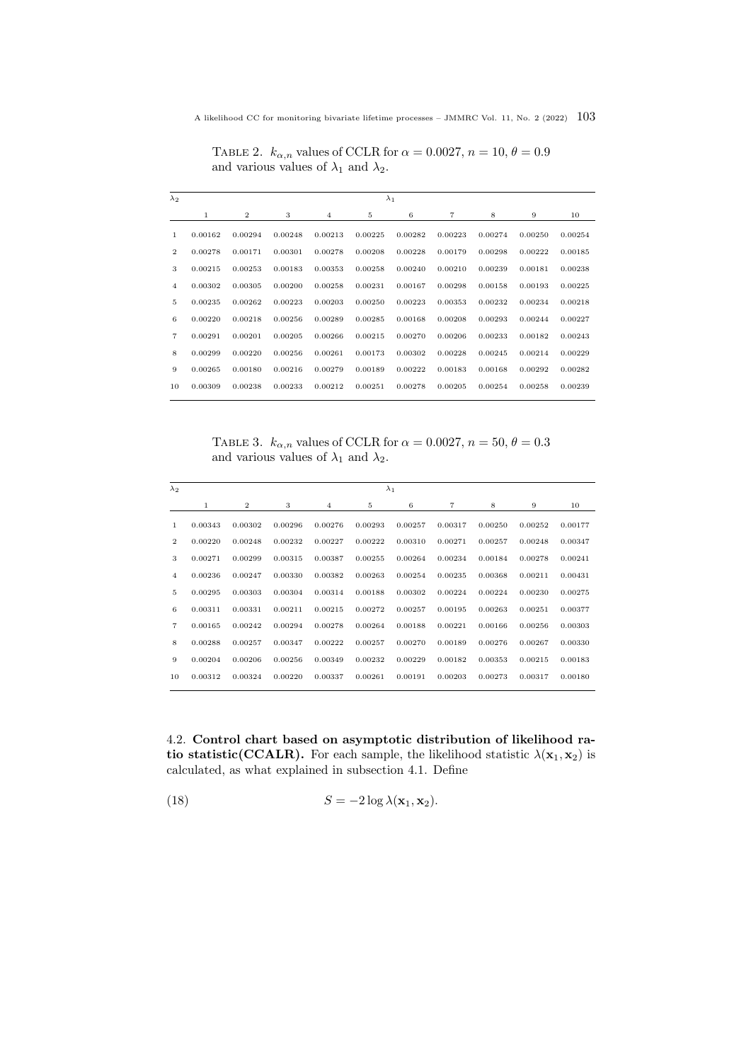TABLE 2. $k_{\alpha,n}$ values of CCLR for $\alpha = 0.0027$, $n = 10$, $\theta = 0.9$ and various values of $\lambda_1$ and $\lambda_2$.

| $\lambda_2$ | $\lambda_1$ | | | | | | | | | |
|---|---|---|---|---|---|---|---|---|---|---|
| | 1 | 2 | 3 | 4 | 5 | 6 | 7 | 8 | 9 | 10 |
| 1 | 0.00162 | 0.00294 | 0.00248 | 0.00213 | 0.00225 | 0.00282 | 0.00223 | 0.00274 | 0.00250 | 0.00254 |
| 2 | 0.00278 | 0.00171 | 0.00301 | 0.00278 | 0.00208 | 0.00228 | 0.00179 | 0.00298 | 0.00222 | 0.00185 |
| 3 | 0.00215 | 0.00253 | 0.00183 | 0.00353 | 0.00258 | 0.00240 | 0.00210 | 0.00239 | 0.00181 | 0.00238 |
| 4 | 0.00302 | 0.00305 | 0.00200 | 0.00258 | 0.00231 | 0.00167 | 0.00298 | 0.00158 | 0.00193 | 0.00225 |
| 5 | 0.00235 | 0.00262 | 0.00223 | 0.00203 | 0.00250 | 0.00223 | 0.00353 | 0.00232 | 0.00234 | 0.00218 |
| 6 | 0.00220 | 0.00218 | 0.00256 | 0.00289 | 0.00285 | 0.00168 | 0.00208 | 0.00293 | 0.00244 | 0.00227 |
| 7 | 0.00291 | 0.00201 | 0.00205 | 0.00266 | 0.00215 | 0.00270 | 0.00206 | 0.00233 | 0.00182 | 0.00243 |
| 8 | 0.00299 | 0.00220 | 0.00256 | 0.00261 | 0.00173 | 0.00302 | 0.00228 | 0.00245 | 0.00214 | 0.00229 |
| 9 | 0.00265 | 0.00180 | 0.00216 | 0.00279 | 0.00189 | 0.00222 | 0.00183 | 0.00168 | 0.00292 | 0.00282 |
| 10 | 0.00309 | 0.00238 | 0.00233 | 0.00212 | 0.00251 | 0.00278 | 0.00205 | 0.00254 | 0.00258 | 0.00239 |

TABLE 3. $k_{\alpha,n}$ values of CCLR for $\alpha = 0.0027$, $n = 50$, $\theta = 0.3$ and various values of $\lambda_1$ and $\lambda_2$.

| $\lambda_2$ | $\lambda_1$ | | | | | | | | | |
|---|---|---|---|---|---|---|---|---|---|---|
| | 1 | 2 | 3 | 4 | 5 | 6 | 7 | 8 | 9 | 10 |
| 1 | 0.00343 | 0.00302 | 0.00296 | 0.00276 | 0.00293 | 0.00257 | 0.00317 | 0.00250 | 0.00252 | 0.00177 |
| 2 | 0.00220 | 0.00248 | 0.00232 | 0.00227 | 0.00222 | 0.00310 | 0.00271 | 0.00257 | 0.00248 | 0.00347 |
| 3 | 0.00271 | 0.00299 | 0.00315 | 0.00387 | 0.00255 | 0.00264 | 0.00234 | 0.00184 | 0.00278 | 0.00241 |
| 4 | 0.00236 | 0.00247 | 0.00330 | 0.00382 | 0.00263 | 0.00254 | 0.00235 | 0.00368 | 0.00211 | 0.00431 |
| 5 | 0.00295 | 0.00303 | 0.00304 | 0.00314 | 0.00188 | 0.00302 | 0.00224 | 0.00224 | 0.00230 | 0.00275 |
| 6 | 0.00311 | 0.00331 | 0.00211 | 0.00215 | 0.00272 | 0.00257 | 0.00195 | 0.00263 | 0.00251 | 0.00377 |
| 7 | 0.00165 | 0.00242 | 0.00294 | 0.00278 | 0.00264 | 0.00188 | 0.00221 | 0.00166 | 0.00256 | 0.00303 |
| 8 | 0.00288 | 0.00257 | 0.00347 | 0.00222 | 0.00257 | 0.00270 | 0.00189 | 0.00276 | 0.00267 | 0.00330 |
| 9 | 0.00204 | 0.00206 | 0.00256 | 0.00349 | 0.00232 | 0.00229 | 0.00182 | 0.00353 | 0.00215 | 0.00183 |
| 10 | 0.00312 | 0.00324 | 0.00220 | 0.00337 | 0.00261 | 0.00191 | 0.00203 | 0.00273 | 0.00317 | 0.00180 |

4.2. **Control chart based on asymptotic distribution of likelihood ratio statistic(CCALR).** For each sample, the likelihood statistic $\lambda(\mathbf{x}_1, \mathbf{x}_2)$ is calculated, as what explained in subsection 4.1. Define

$$S = -2 \log \lambda(\mathbf{x}_1, \mathbf{x}_2). \tag{18}$$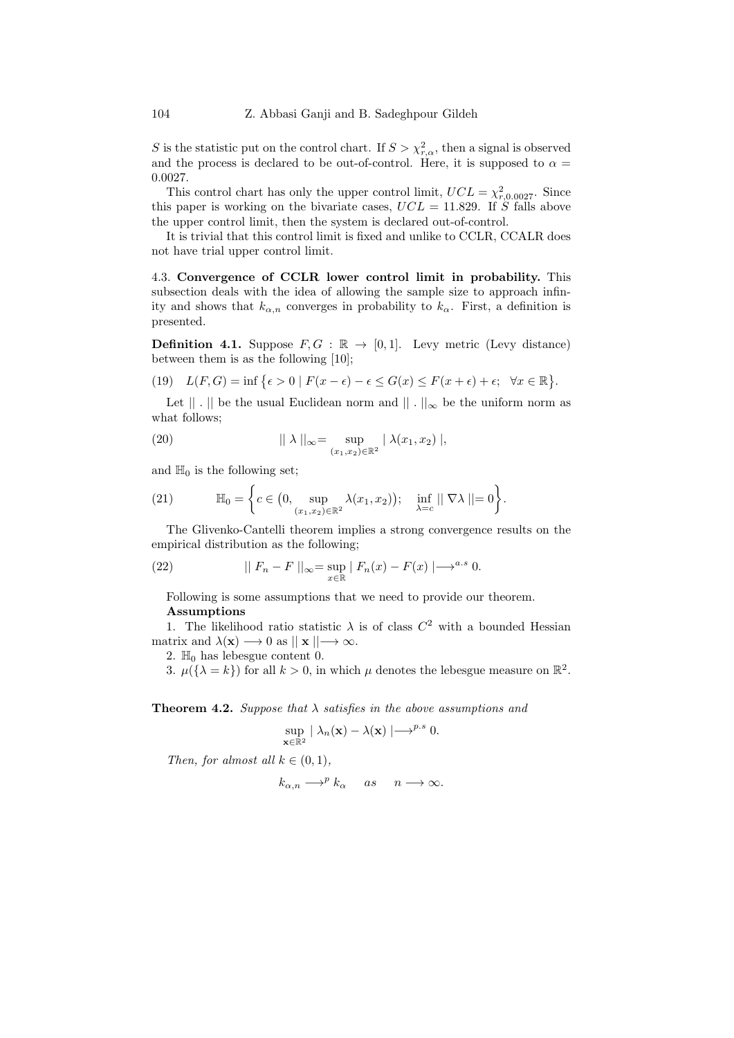$S$ is the statistic put on the control chart. If $S > \chi^2_{r,\alpha}$, then a signal is observed and the process is declared to be out-of-control. Here, it is supposed to $\alpha = 0.0027$.

This control chart has only the upper control limit, $UCL = \chi^2_{r,0.0027}$. Since this paper is working on the bivariate cases, $UCL = 11.829$. If $S$ falls above the upper control limit, then the system is declared out-of-control.

It is trivial that this control limit is fixed and unlike to CCLR, CCALR does not have trial upper control limit.

4.3. **Convergence of CCLR lower control limit in probability.** This subsection deals with the idea of allowing the sample size to approach infinity and shows that $k_{\alpha,n}$ converges in probability to $k_\alpha$. First, a definition is presented.

**Definition 4.1.** Suppose $F, G : \mathbb{R} \rightarrow [0,1]$. Levy metric (Levy distance) between them is as the following [10];

$$L(F,G) = \inf\big\{\epsilon > 0 \mid F(x-\epsilon) - \epsilon \leq G(x) \leq F(x+\epsilon) + \epsilon; \quad \forall x \in \mathbb{R}\big\}. \tag{19}$$

Let $\|\,.\,\|$ be the usual Euclidean norm and $\|\,.\,\|_\infty$ be the uniform norm as what follows;

$$\|\lambda\|_\infty = \sup_{(x_1,x_2)\in\mathbb{R}^2} |\lambda(x_1,x_2)|, \tag{20}$$

and $\mathbb{H}_0$ is the following set;

$$\mathbb{H}_0 = \left\{c \in \big(0, \sup_{(x_1,x_2)\in\mathbb{R}^2} \lambda(x_1,x_2)\big); \quad \inf_{\lambda=c} \|\nabla\lambda\| = 0\right\}. \tag{21}$$

The Glivenko-Cantelli theorem implies a strong convergence results on the empirical distribution as the following;

$$\|F_n - F\|_\infty = \sup_{x\in\mathbb{R}} |F_n(x) - F(x)| \longrightarrow^{a.s} 0. \tag{22}$$

Following is some assumptions that we need to provide our theorem.

**Assumptions**

1. The likelihood ratio statistic $\lambda$ is of class $C^2$ with a bounded Hessian matrix and $\lambda(\mathbf{x}) \longrightarrow 0$ as $\|\mathbf{x}\| \longrightarrow \infty$.
2. $\mathbb{H}_0$ has lebesgue content 0.
3. $\mu(\{\lambda = k\})$ for all $k > 0$, in which $\mu$ denotes the lebesgue measure on $\mathbb{R}^2$.

**Theorem 4.2.** *Suppose that $\lambda$ satisfies in the above assumptions and*

$$\sup_{\mathbf{x}\in\mathbb{R}^2} |\lambda_n(\mathbf{x}) - \lambda(\mathbf{x})| \longrightarrow^{p.s} 0.$$

*Then, for almost all $k \in (0,1)$,*

$$k_{\alpha,n} \longrightarrow^{p} k_\alpha \quad as \quad n \longrightarrow \infty.$$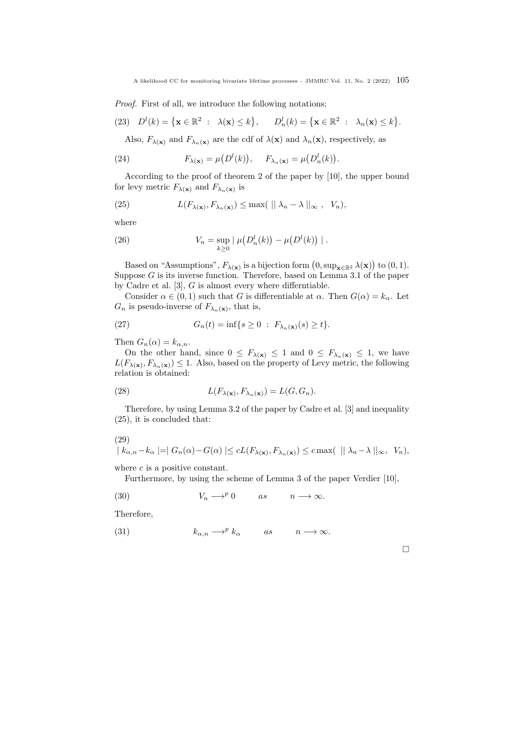*Proof.* First of all, we introduce the following notations;

$$D^l(k) = \{\mathbf{x} \in \mathbb{R}^2 \ : \ \lambda(\mathbf{x}) \leq k\}, \qquad D^l_n(k) = \{\mathbf{x} \in \mathbb{R}^2 \ : \ \lambda_n(\mathbf{x}) \leq k\}. \tag{23}$$

Also, $F_{\lambda(\mathbf{x})}$ and $F_{\lambda_n(\mathbf{x})}$ are the cdf of $\lambda(\mathbf{x})$ and $\lambda_n(\mathbf{x})$, respectively, as

$$F_{\lambda(\mathbf{x})} = \mu\big(D^l(k)\big), \qquad F_{\lambda_n(\mathbf{x})} = \mu\big(D^l_n(k)\big). \tag{24}$$

According to the proof of theorem 2 of the paper by [10], the upper bound for levy metric $F_{\lambda(\mathbf{x})}$ and $F_{\lambda_n(\mathbf{x})}$ is

$$L(F_{\lambda(\mathbf{x})}, F_{\lambda_n(\mathbf{x})}) \leq \max( \ || \lambda_n - \lambda ||_\infty \ , \ \ V_n), \tag{25}$$

where

$$V_n = \sup_{k \geq 0} | \ \mu\big(D^l_n(k)\big) - \mu\big(D^l(k)\big) \ | \ . \tag{26}$$

Based on "Assumptions", $F_{\lambda(\mathbf{x})}$ is a bijection form $\big(0, \sup_{\mathbf{x} \in \mathbb{R}^2} \lambda(\mathbf{x})\big)$ to $(0, 1)$. Suppose $G$ is its inverse function. Therefore, based on Lemma 3.1 of the paper by Cadre et al. [3], $G$ is almost every where differntiable.

Consider $\alpha \in (0, 1)$ such that $G$ is differentiable at $\alpha$. Then $G(\alpha) = k_\alpha$. Let $G_n$ is pseudo-inverse of $F_{\lambda_n(\mathbf{x})}$, that is,

$$G_n(t) = \inf\{s \geq 0 \ : \ F_{\lambda_n(\mathbf{x})}(s) \geq t\}. \tag{27}$$

Then $G_n(\alpha) = k_{\alpha,n}$.

On the other hand, since $0 \leq F_{\lambda(\mathbf{x})} \leq 1$ and $0 \leq F_{\lambda_n(\mathbf{x})} \leq 1$, we have $L(F_{\lambda(\mathbf{x})}, F_{\lambda_n(\mathbf{x})}) \leq 1$. Also, based on the property of Levy metric, the following relation is obtained:

$$L(F_{\lambda(\mathbf{x})}, F_{\lambda_n(\mathbf{x})}) = L(G, G_n). \tag{28}$$

Therefore, by using Lemma 3.2 of the paper by Cadre et al. [3] and inequality (25), it is concluded that:

$$| \ k_{\alpha,n} - k_\alpha \ | = | \ G_n(\alpha) - G(\alpha) \ | \leq c L(F_{\lambda(\mathbf{x})}, F_{\lambda_n(\mathbf{x})}) \leq c \max( \ || \lambda_n - \lambda ||_\infty, \ \ V_n), \tag{29}$$

where $c$ is a positive constant.

Furthermore, by using the scheme of Lemma 3 of the paper Verdier [10],

$$V_n \longrightarrow^p 0 \qquad as \qquad n \longrightarrow \infty. \tag{30}$$

Therefore,

$$k_{\alpha,n} \longrightarrow^p k_\alpha \qquad as \qquad n \longrightarrow \infty. \tag{31}$$

□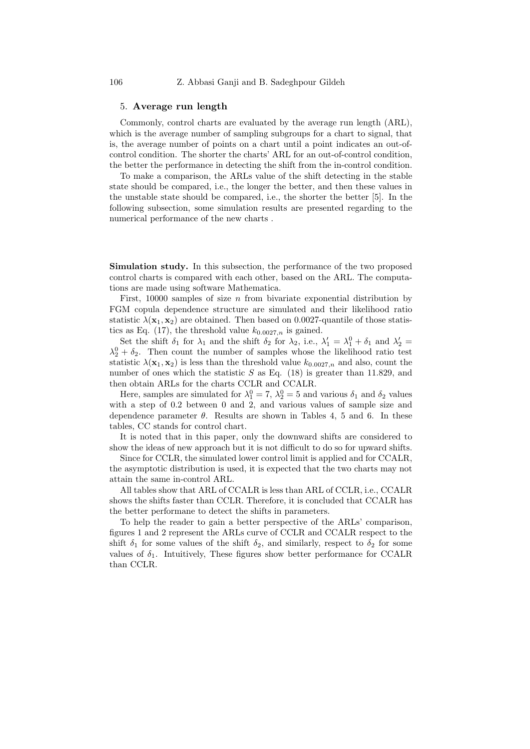## 5. **Average run length**

Commonly, control charts are evaluated by the average run length (ARL), which is the average number of sampling subgroups for a chart to signal, that is, the average number of points on a chart until a point indicates an out-of-control condition. The shorter the charts' ARL for an out-of-control condition, the better the performance in detecting the shift from the in-control condition.

To make a comparison, the ARLs value of the shift detecting in the stable state should be compared, i.e., the longer the better, and then these values in the unstable state should be compared, i.e., the shorter the better [5]. In the following subsection, some simulation results are presented regarding to the numerical performance of the new charts .

**Simulation study.** In this subsection, the performance of the two proposed control charts is compared with each other, based on the ARL. The computations are made using software Mathematica.

First, 10000 samples of size $n$ from bivariate exponential distribution by FGM copula dependence structure are simulated and their likelihood ratio statistic $\lambda(\mathbf{x}_1, \mathbf{x}_2)$ are obtained. Then based on 0.0027-quantile of those statistics as Eq. (17), the threshold value $k_{0.0027,n}$ is gained.

Set the shift $\delta_1$ for $\lambda_1$ and the shift $\delta_2$ for $\lambda_2$, i.e., $\lambda_1' = \lambda_1^0 + \delta_1$ and $\lambda_2' = \lambda_2^0 + \delta_2$. Then count the number of samples whose the likelihood ratio test statistic $\lambda(\mathbf{x}_1, \mathbf{x}_2)$ is less than the threshold value $k_{0.0027,n}$ and also, count the number of ones which the statistic $S$ as Eq. (18) is greater than 11.829, and then obtain ARLs for the charts CCLR and CCALR.

Here, samples are simulated for $\lambda_1^0 = 7$, $\lambda_2^0 = 5$ and various $\delta_1$ and $\delta_2$ values with a step of 0.2 between 0 and 2, and various values of sample size and dependence parameter $\theta$. Results are shown in Tables 4, 5 and 6. In these tables, CC stands for control chart.

It is noted that in this paper, only the downward shifts are considered to show the ideas of new approach but it is not difficult to do so for upward shifts.

Since for CCLR, the simulated lower control limit is applied and for CCALR, the asymptotic distribution is used, it is expected that the two charts may not attain the same in-control ARL.

All tables show that ARL of CCALR is less than ARL of CCLR, i.e., CCALR shows the shifts faster than CCLR. Therefore, it is concluded that CCALR has the better performane to detect the shifts in parameters.

To help the reader to gain a better perspective of the ARLs' comparison, figures 1 and 2 represent the ARLs curve of CCLR and CCALR respect to the shift $\delta_1$ for some values of the shift $\delta_2$, and similarly, respect to $\delta_2$ for some values of $\delta_1$. Intuitively, These figures show better performance for CCALR than CCLR.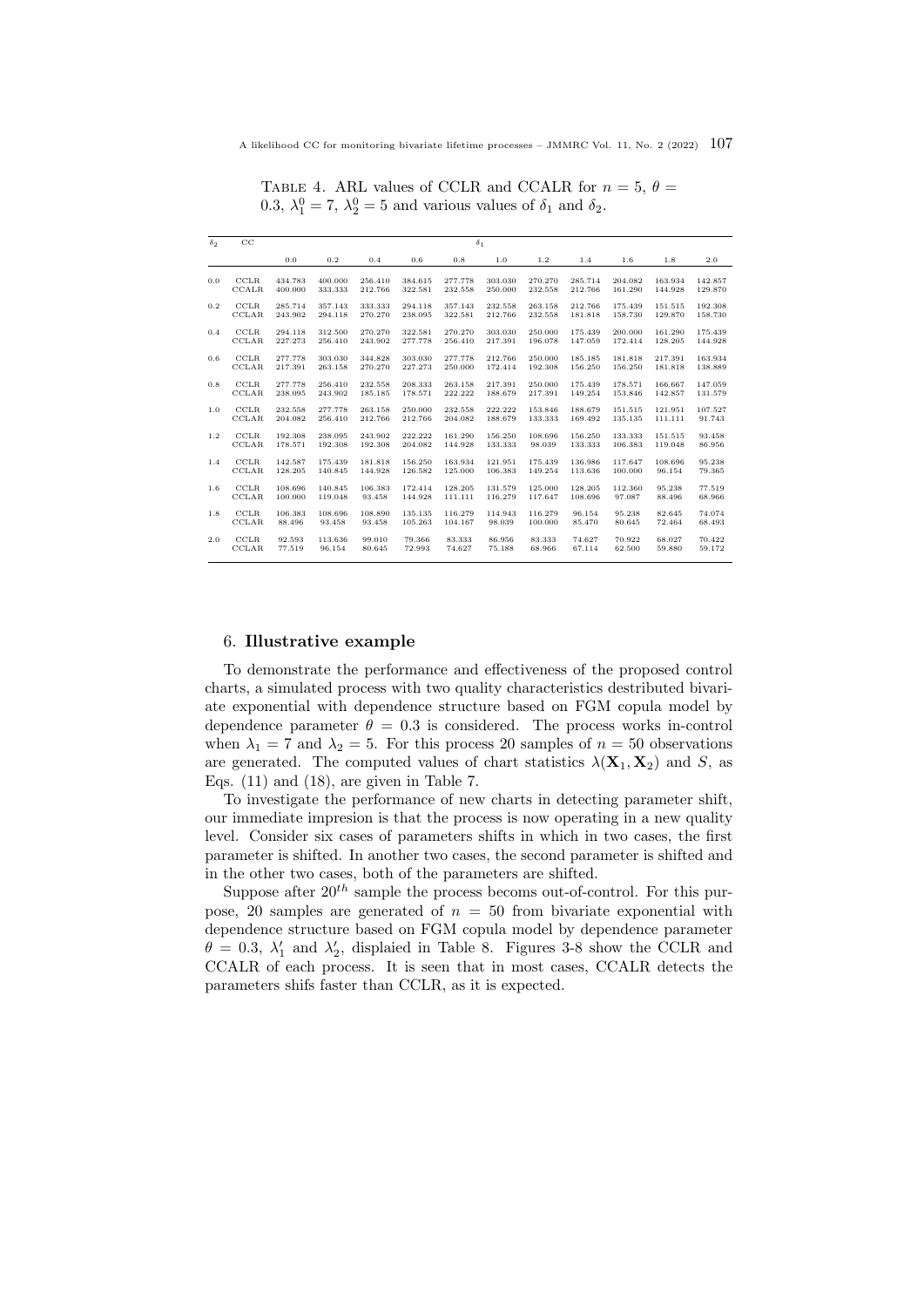TABLE 4. ARL values of CCLR and CCALR for $n = 5$, $\theta = 0.3$, $\lambda_1^0 = 7$, $\lambda_2^0 = 5$ and various values of $\delta_1$ and $\delta_2$.

| $\delta_2$ | CC | $\delta_1$ | | | | | | | | | | |
|---|---|---|---|---|---|---|---|---|---|---|---|---|
| | | 0.0 | 0.2 | 0.4 | 0.6 | 0.8 | 1.0 | 1.2 | 1.4 | 1.6 | 1.8 | 2.0 |
| 0.0 | CCLR | 434.783 | 400.000 | 256.410 | 384.615 | 277.778 | 303.030 | 270.270 | 285.714 | 204.082 | 163.934 | 142.857 |
| | CCALR | 400.000 | 333.333 | 212.766 | 322.581 | 232.558 | 250.000 | 232.558 | 212.766 | 161.290 | 144.928 | 129.870 |
| 0.2 | CCLR | 285.714 | 357.143 | 333.333 | 294.118 | 357.143 | 232.558 | 263.158 | 212.766 | 175.439 | 151.515 | 192.308 |
| | CCLAR | 243.902 | 294.118 | 270.270 | 238.095 | 322.581 | 212.766 | 232.558 | 181.818 | 158.730 | 129.870 | 158.730 |
| 0.4 | CCLR | 294.118 | 312.500 | 270.270 | 322.581 | 270.270 | 303.030 | 250.000 | 175.439 | 200.000 | 161.290 | 175.439 |
| | CCLAR | 227.273 | 256.410 | 243.902 | 277.778 | 256.410 | 217.391 | 196.078 | 147.059 | 172.414 | 128.205 | 144.928 |
| 0.6 | CCLR | 277.778 | 303.030 | 344.828 | 303.030 | 277.778 | 212.766 | 250.000 | 185.185 | 181.818 | 217.391 | 163.934 |
| | CCLAR | 217.391 | 263.158 | 270.270 | 227.273 | 250.000 | 172.414 | 192.308 | 156.250 | 156.250 | 181.818 | 138.889 |
| 0.8 | CCLR | 277.778 | 256.410 | 232.558 | 208.333 | 263.158 | 217.391 | 250.000 | 175.439 | 178.571 | 166.667 | 147.059 |
| | CCLAR | 238.095 | 243.902 | 185.185 | 178.571 | 222.222 | 188.679 | 217.391 | 149.254 | 153.846 | 142.857 | 131.579 |
| 1.0 | CCLR | 232.558 | 277.778 | 263.158 | 250.000 | 232.558 | 222.222 | 153.846 | 188.679 | 151.515 | 121.951 | 107.527 |
| | CCLAR | 204.082 | 256.410 | 212.766 | 212.766 | 204.082 | 188.679 | 133.333 | 169.492 | 135.135 | 111.111 | 91.743 |
| 1.2 | CCLR | 192.308 | 238.095 | 243.902 | 222.222 | 161.290 | 156.250 | 108.696 | 156.250 | 133.333 | 151.515 | 93.458 |
| | CCLAR | 178.571 | 192.308 | 192.308 | 204.082 | 144.928 | 133.333 | 98.039 | 133.333 | 106.383 | 119.048 | 86.956 |
| 1.4 | CCLR | 142.587 | 175.439 | 181.818 | 156.250 | 163.934 | 121.951 | 175.439 | 136.986 | 117.647 | 108.696 | 95.238 |
| | CCLAR | 128.205 | 140.845 | 144.928 | 126.582 | 125.000 | 106.383 | 149.254 | 113.636 | 100.000 | 96.154 | 79.365 |
| 1.6 | CCLR | 108.696 | 140.845 | 106.383 | 172.414 | 128.205 | 131.579 | 125.000 | 128.205 | 112.360 | 95.238 | 77.519 |
| | CCLAR | 100.000 | 119.048 | 93.458 | 144.928 | 111.111 | 116.279 | 117.647 | 108.696 | 97.087 | 88.496 | 68.966 |
| 1.8 | CCLR | 106.383 | 108.696 | 108.890 | 135.135 | 116.279 | 114.943 | 116.279 | 96.154 | 95.238 | 82.645 | 74.074 |
| | CCLAR | 88.496 | 93.458 | 93.458 | 105.263 | 104.167 | 98.039 | 100.000 | 85.470 | 80.645 | 72.464 | 68.493 |
| 2.0 | CCLR | 92.593 | 113.636 | 99.010 | 79.366 | 83.333 | 86.956 | 83.333 | 74.627 | 70.922 | 68.027 | 70.422 |
| | CCLAR | 77.519 | 96.154 | 80.645 | 72.993 | 74.627 | 75.188 | 68.966 | 67.114 | 62.500 | 59.880 | 59.172 |

## 6. Illustrative example

To demonstrate the performance and effectiveness of the proposed control charts, a simulated process with two quality characteristics destributed bivariate exponential with dependence structure based on FGM copula model by dependence parameter $\theta = 0.3$ is considered. The process works in-control when $\lambda_1 = 7$ and $\lambda_2 = 5$. For this process 20 samples of $n = 50$ observations are generated. The computed values of chart statistics $\lambda(\mathbf{X}_1, \mathbf{X}_2)$ and $S$, as Eqs. (11) and (18), are given in Table 7.

To investigate the performance of new charts in detecting parameter shift, our immediate impresion is that the process is now operating in a new quality level. Consider six cases of parameters shifts in which in two cases, the first parameter is shifted. In another two cases, the second parameter is shifted and in the other two cases, both of the parameters are shifted.

Suppose after $20^{th}$ sample the process becoms out-of-control. For this purpose, 20 samples are generated of $n = 50$ from bivariate exponential with dependence structure based on FGM copula model by dependence parameter $\theta = 0.3$, $\lambda_1'$ and $\lambda_2'$, displaied in Table 8. Figures 3-8 show the CCLR and CCALR of each process. It is seen that in most cases, CCALR detects the parameters shifs faster than CCLR, as it is expected.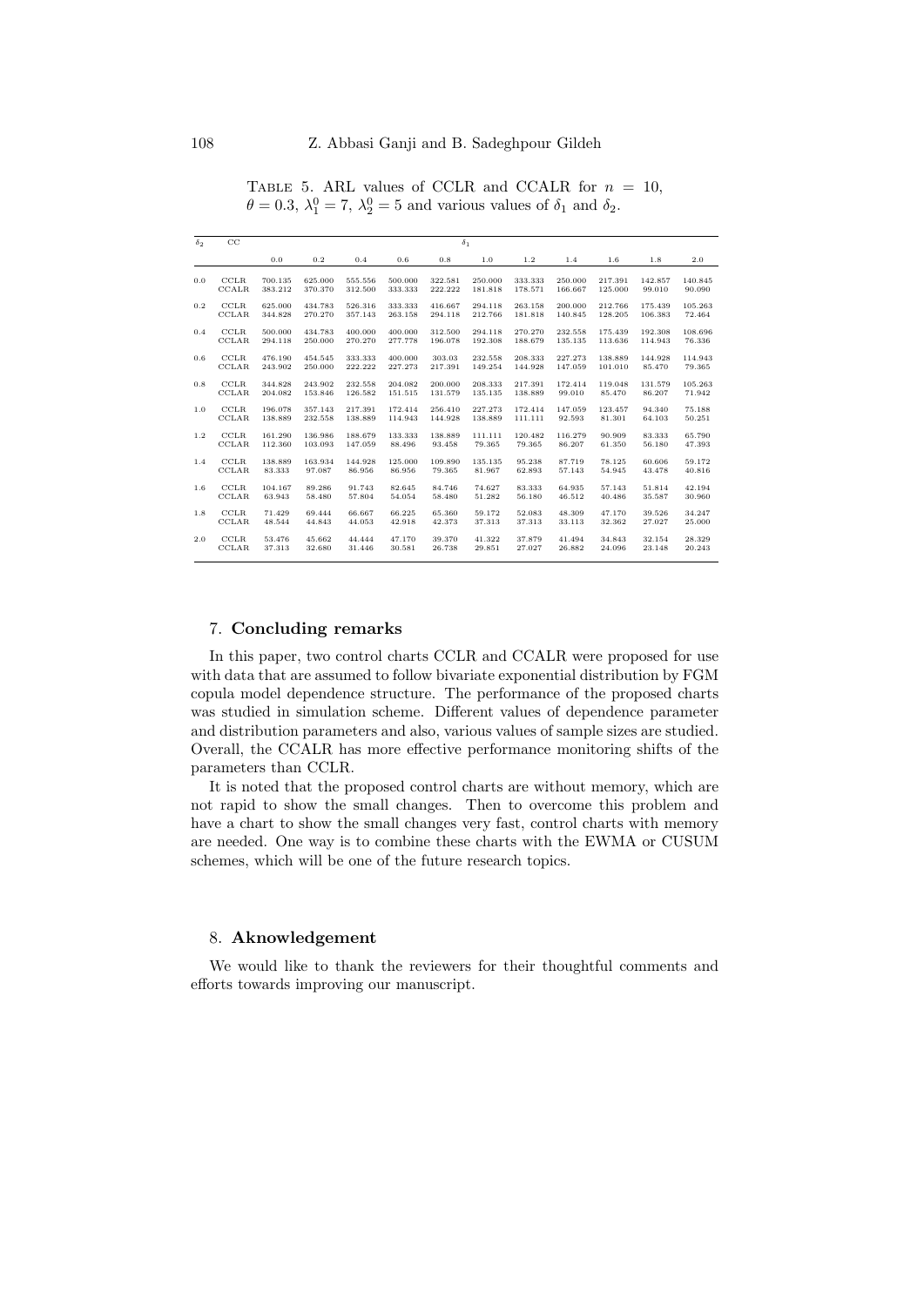Table 5. ARL values of CCLR and CCALR for $n = 10$, $\theta = 0.3$, $\lambda_1^0 = 7$, $\lambda_2^0 = 5$ and various values of $\delta_1$ and $\delta_2$.

| $\delta_2$ | CC | $\delta_1$ | | | | | | | | | | |
|---|---|---|---|---|---|---|---|---|---|---|---|---|
| | | 0.0 | 0.2 | 0.4 | 0.6 | 0.8 | 1.0 | 1.2 | 1.4 | 1.6 | 1.8 | 2.0 |
| 0.0 | CCLR | 700.135 | 625.000 | 555.556 | 500.000 | 322.581 | 250.000 | 333.333 | 250.000 | 217.391 | 142.857 | 140.845 |
| | CCALR | 383.212 | 370.370 | 312.500 | 333.333 | 222.222 | 181.818 | 178.571 | 166.667 | 125.000 | 99.010 | 90.090 |
| 0.2 | CCLR | 625.000 | 434.783 | 526.316 | 333.333 | 416.667 | 294.118 | 263.158 | 200.000 | 212.766 | 175.439 | 105.263 |
| | CCALR | 344.828 | 270.270 | 357.143 | 263.158 | 294.118 | 212.766 | 181.818 | 140.845 | 128.205 | 106.383 | 72.464 |
| 0.4 | CCLR | 500.000 | 434.783 | 400.000 | 400.000 | 312.500 | 294.118 | 270.270 | 232.558 | 175.439 | 192.308 | 108.696 |
| | CCALR | 294.118 | 250.000 | 270.270 | 277.778 | 196.078 | 192.308 | 188.679 | 135.135 | 113.636 | 114.943 | 76.336 |
| 0.6 | CCLR | 476.190 | 454.545 | 333.333 | 400.000 | 303.03 | 232.558 | 208.333 | 227.273 | 138.889 | 144.928 | 114.943 |
| | CCALR | 243.902 | 250.000 | 222.222 | 227.273 | 217.391 | 149.254 | 144.928 | 147.059 | 101.010 | 85.470 | 79.365 |
| 0.8 | CCLR | 344.828 | 243.902 | 232.558 | 204.082 | 200.000 | 208.333 | 217.391 | 172.414 | 119.048 | 131.579 | 105.263 |
| | CCALR | 204.082 | 153.846 | 126.582 | 151.515 | 131.579 | 135.135 | 138.889 | 99.010 | 85.470 | 86.207 | 71.942 |
| 1.0 | CCLR | 196.078 | 357.143 | 217.391 | 172.414 | 256.410 | 227.273 | 172.414 | 147.059 | 123.457 | 94.340 | 75.188 |
| | CCALR | 138.889 | 232.558 | 138.889 | 114.943 | 144.928 | 138.889 | 111.111 | 92.593 | 81.301 | 64.103 | 50.251 |
| 1.2 | CCLR | 161.290 | 136.986 | 188.679 | 133.333 | 138.889 | 111.111 | 120.482 | 116.279 | 90.909 | 83.333 | 65.790 |
| | CCALR | 112.360 | 103.093 | 147.059 | 88.496 | 93.458 | 79.365 | 79.365 | 86.207 | 61.350 | 56.180 | 47.393 |
| 1.4 | CCLR | 138.889 | 163.934 | 144.928 | 125.000 | 109.890 | 135.135 | 95.238 | 87.719 | 78.125 | 60.606 | 59.172 |
| | CCALR | 83.333 | 97.087 | 86.956 | 86.956 | 79.365 | 81.967 | 62.893 | 57.143 | 54.945 | 43.478 | 40.816 |
| 1.6 | CCLR | 104.167 | 89.286 | 91.743 | 82.645 | 84.746 | 74.627 | 83.333 | 64.935 | 57.143 | 51.814 | 42.194 |
| | CCALR | 63.943 | 58.480 | 57.804 | 54.054 | 58.480 | 51.282 | 56.180 | 46.512 | 40.486 | 35.587 | 30.960 |
| 1.8 | CCLR | 71.429 | 69.444 | 66.667 | 66.225 | 65.360 | 59.172 | 52.083 | 48.309 | 47.170 | 39.526 | 34.247 |
| | CCALR | 48.544 | 44.843 | 44.053 | 42.918 | 42.373 | 37.313 | 37.313 | 33.113 | 32.362 | 27.027 | 25.000 |
| 2.0 | CCLR | 53.476 | 45.662 | 44.444 | 47.170 | 39.370 | 41.322 | 37.879 | 41.494 | 34.843 | 32.154 | 28.329 |
| | CCALR | 37.313 | 32.680 | 31.446 | 30.581 | 26.738 | 29.851 | 27.027 | 26.882 | 24.096 | 23.148 | 20.243 |

## 7. Concluding remarks

In this paper, two control charts CCLR and CCALR were proposed for use with data that are assumed to follow bivariate exponential distribution by FGM copula model dependence structure. The performance of the proposed charts was studied in simulation scheme. Different values of dependence parameter and distribution parameters and also, various values of sample sizes are studied. Overall, the CCALR has more effective performance monitoring shifts of the parameters than CCLR.

It is noted that the proposed control charts are without memory, which are not rapid to show the small changes. Then to overcome this problem and have a chart to show the small changes very fast, control charts with memory are needed. One way is to combine these charts with the EWMA or CUSUM schemes, which will be one of the future research topics.

## 8. Aknowledgement

We would like to thank the reviewers for their thoughtful comments and efforts towards improving our manuscript.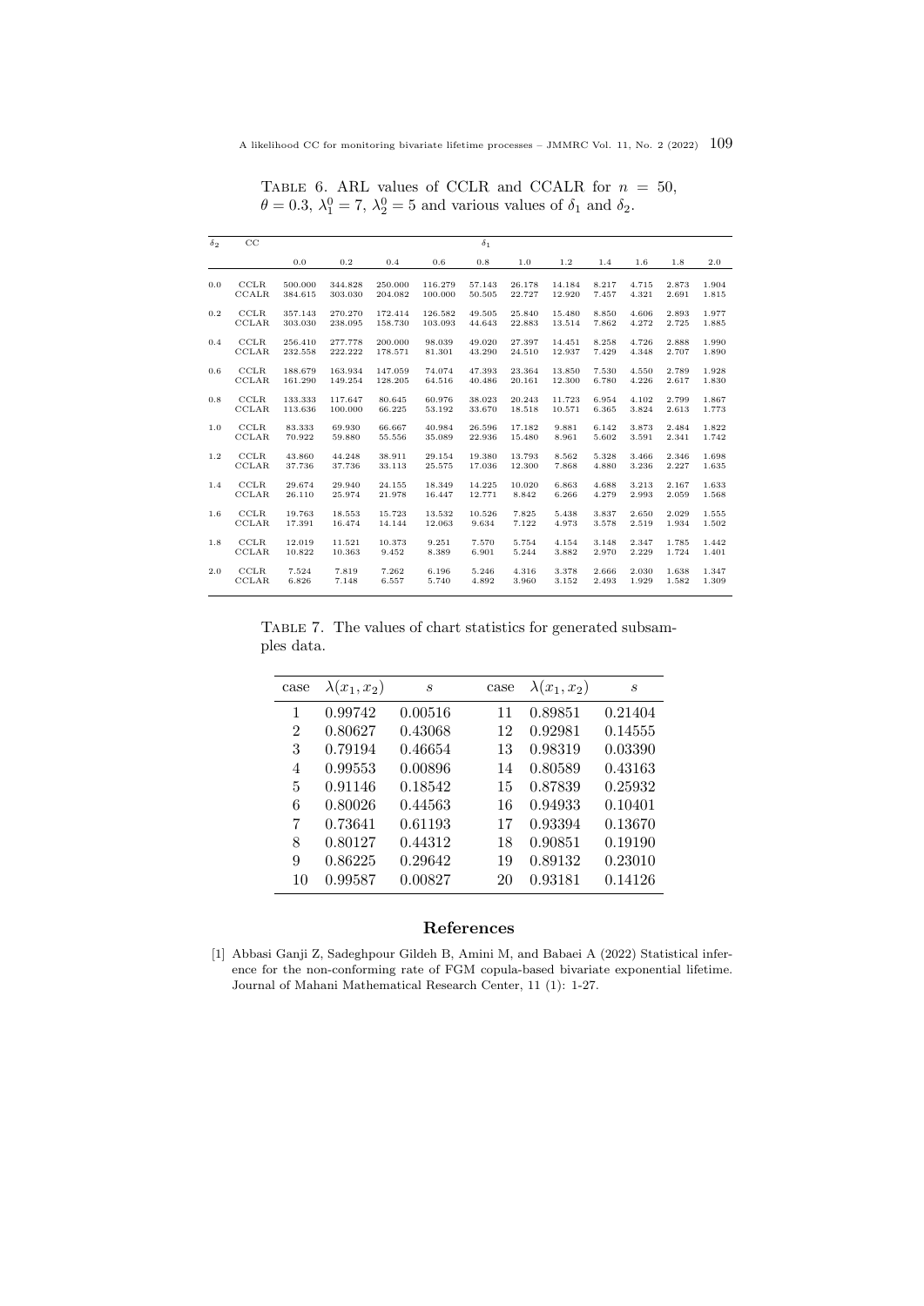TABLE 6. ARL values of CCLR and CCALR for $n = 50$, $\theta = 0.3$, $\lambda_1^0 = 7$, $\lambda_2^0 = 5$ and various values of $\delta_1$ and $\delta_2$.

| $\delta_2$ | CC | $\delta_1$ | | | | | | | | | | |
|---|---|---|---|---|---|---|---|---|---|---|---|---|
| | | 0.0 | 0.2 | 0.4 | 0.6 | 0.8 | 1.0 | 1.2 | 1.4 | 1.6 | 1.8 | 2.0 |
| 0.0 | CCLR | 500.000 | 344.828 | 250.000 | 116.279 | 57.143 | 26.178 | 14.184 | 8.217 | 4.715 | 2.873 | 1.904 |
| | CCALR | 384.615 | 303.030 | 204.082 | 100.000 | 50.505 | 22.727 | 12.920 | 7.457 | 4.321 | 2.691 | 1.815 |
| 0.2 | CCLR | 357.143 | 270.270 | 172.414 | 126.582 | 49.505 | 25.840 | 15.480 | 8.850 | 4.606 | 2.893 | 1.977 |
| | CCLAR | 303.030 | 238.095 | 158.730 | 103.093 | 44.643 | 22.883 | 13.514 | 7.862 | 4.272 | 2.725 | 1.885 |
| 0.4 | CCLR | 256.410 | 277.778 | 200.000 | 98.039 | 49.020 | 27.397 | 14.451 | 8.258 | 4.726 | 2.888 | 1.990 |
| | CCLAR | 232.558 | 222.222 | 178.571 | 81.301 | 43.290 | 24.510 | 12.937 | 7.429 | 4.348 | 2.707 | 1.890 |
| 0.6 | CCLR | 188.679 | 163.934 | 147.059 | 74.074 | 47.393 | 23.364 | 13.850 | 7.530 | 4.550 | 2.789 | 1.928 |
| | CCLAR | 161.290 | 149.254 | 128.205 | 64.516 | 40.486 | 20.161 | 12.300 | 6.780 | 4.226 | 2.617 | 1.830 |
| 0.8 | CCLR | 133.333 | 117.647 | 80.645 | 60.976 | 38.023 | 20.243 | 11.723 | 6.954 | 4.102 | 2.799 | 1.867 |
| | CCLAR | 113.636 | 100.000 | 66.225 | 53.192 | 33.670 | 18.518 | 10.571 | 6.365 | 3.824 | 2.613 | 1.773 |
| 1.0 | CCLR | 83.333 | 69.930 | 66.667 | 40.984 | 26.596 | 17.182 | 9.881 | 6.142 | 3.873 | 2.484 | 1.822 |
| | CCLAR | 70.922 | 59.880 | 55.556 | 35.089 | 22.936 | 15.480 | 8.961 | 5.602 | 3.591 | 2.341 | 1.742 |
| 1.2 | CCLR | 43.860 | 44.248 | 38.911 | 29.154 | 19.380 | 13.793 | 8.562 | 5.328 | 3.466 | 2.346 | 1.698 |
| | CCLAR | 37.736 | 37.736 | 33.113 | 25.575 | 17.036 | 12.300 | 7.868 | 4.880 | 3.236 | 2.227 | 1.635 |
| 1.4 | CCLR | 29.674 | 29.940 | 24.155 | 18.349 | 14.225 | 10.020 | 6.863 | 4.688 | 3.213 | 2.167 | 1.633 |
| | CCLAR | 26.110 | 25.974 | 21.978 | 16.447 | 12.771 | 8.842 | 6.266 | 4.279 | 2.993 | 2.059 | 1.568 |
| 1.6 | CCLR | 19.763 | 18.553 | 15.723 | 13.532 | 10.526 | 7.825 | 5.438 | 3.837 | 2.650 | 2.029 | 1.555 |
| | CCLAR | 17.391 | 16.474 | 14.144 | 12.063 | 9.634 | 7.122 | 4.973 | 3.578 | 2.519 | 1.934 | 1.502 |
| 1.8 | CCLR | 12.019 | 11.521 | 10.373 | 9.251 | 7.570 | 5.754 | 4.154 | 3.148 | 2.347 | 1.785 | 1.442 |
| | CCLAR | 10.822 | 10.363 | 9.452 | 8.389 | 6.901 | 5.244 | 3.882 | 2.970 | 2.229 | 1.724 | 1.401 |
| 2.0 | CCLR | 7.524 | 7.819 | 7.262 | 6.196 | 5.246 | 4.316 | 3.378 | 2.666 | 2.030 | 1.638 | 1.347 |
| | CCLAR | 6.826 | 7.148 | 6.557 | 5.740 | 4.892 | 3.960 | 3.152 | 2.493 | 1.929 | 1.582 | 1.309 |

TABLE 7. The values of chart statistics for generated subsamples data.

| case | $\lambda(x_1, x_2)$ | $s$ | case | $\lambda(x_1, x_2)$ | $s$ |
|---|---|---|---|---|---|
| 1 | 0.99742 | 0.00516 | 11 | 0.89851 | 0.21404 |
| 2 | 0.80627 | 0.43068 | 12 | 0.92981 | 0.14555 |
| 3 | 0.79194 | 0.46654 | 13 | 0.98319 | 0.03390 |
| 4 | 0.99553 | 0.00896 | 14 | 0.80589 | 0.43163 |
| 5 | 0.91146 | 0.18542 | 15 | 0.87839 | 0.25932 |
| 6 | 0.80026 | 0.44563 | 16 | 0.94933 | 0.10401 |
| 7 | 0.73641 | 0.61193 | 17 | 0.93394 | 0.13670 |
| 8 | 0.80127 | 0.44312 | 18 | 0.90851 | 0.19190 |
| 9 | 0.86225 | 0.29642 | 19 | 0.89132 | 0.23010 |
| 10 | 0.99587 | 0.00827 | 20 | 0.93181 | 0.14126 |

## References

[1] Abbasi Ganji Z, Sadeghpour Gildeh B, Amini M, and Babaei A (2022) Statistical inference for the non-conforming rate of FGM copula-based bivariate exponential lifetime. Journal of Mahani Mathematical Research Center, 11 (1): 1-27.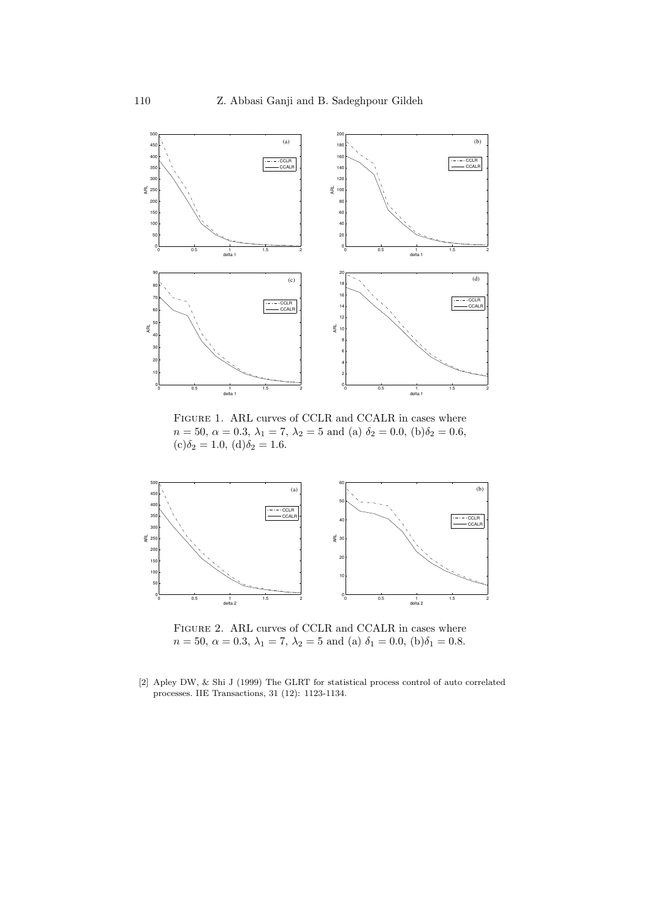FIGURE 1. ARL curves of CCLR and CCALR in cases where $n = 50$, $\alpha = 0.3$, $\lambda_1 = 7$, $\lambda_2 = 5$ and (a) $\delta_2 = 0.0$, (b)$\delta_2 = 0.6$, (c)$\delta_2 = 1.0$, (d)$\delta_2 = 1.6$.

FIGURE 2. ARL curves of CCLR and CCALR in cases where $n = 50$, $\alpha = 0.3$, $\lambda_1 = 7$, $\lambda_2 = 5$ and (a) $\delta_1 = 0.0$, (b)$\delta_1 = 0.8$.

[2] Apley DW, & Shi J (1999) The GLRT for statistical process control of auto correlated processes. IIE Transactions, 31 (12): 1123-1134.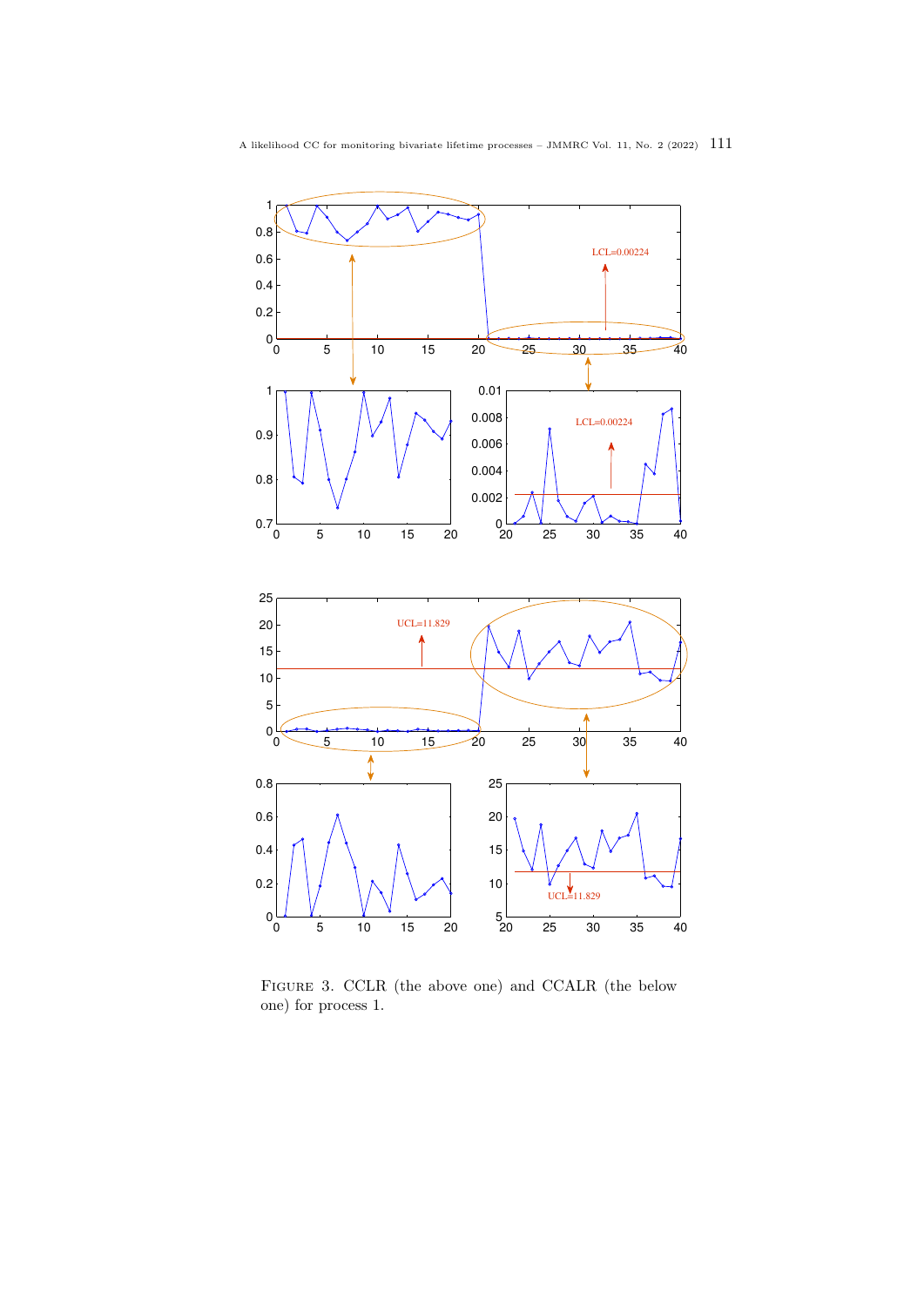FIGURE 3. CCLR (the above one) and CCALR (the below one) for process 1.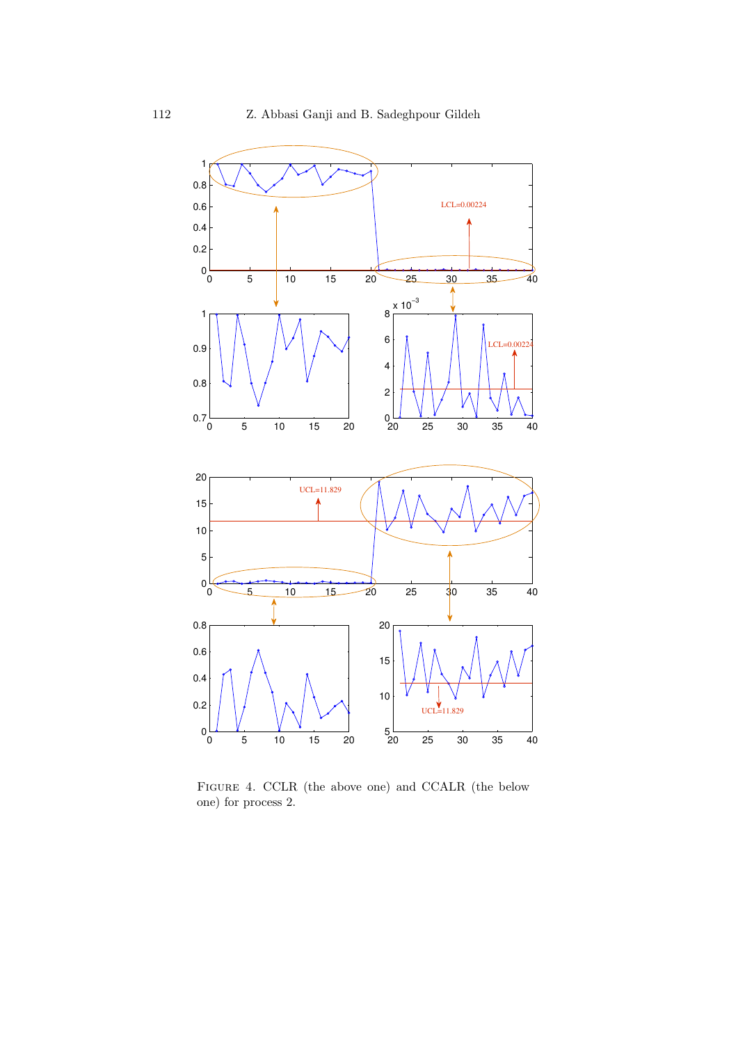Figure 4. CCLR (the above one) and CCALR (the below one) for process 2.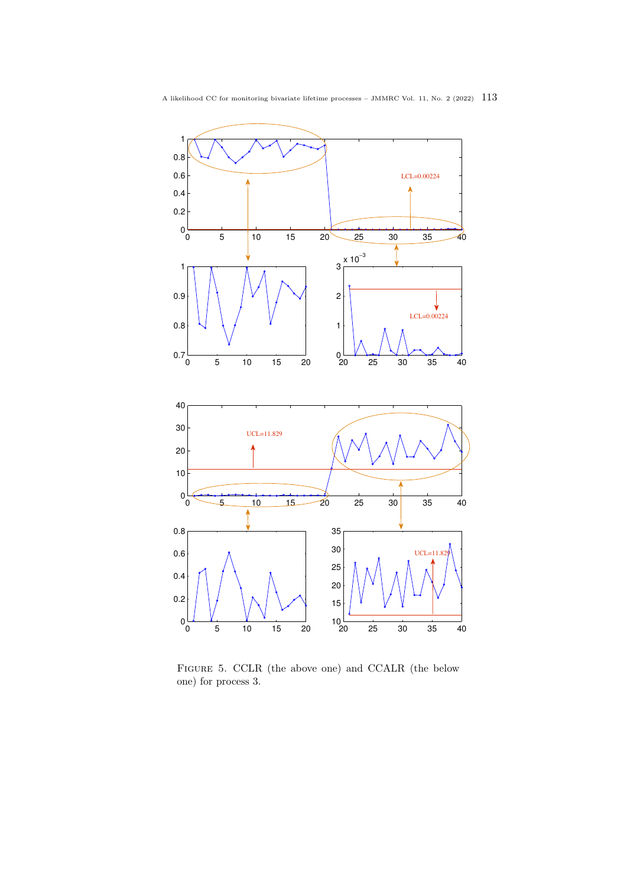Figure 5. CCLR (the above one) and CCALR (the below one) for process 3.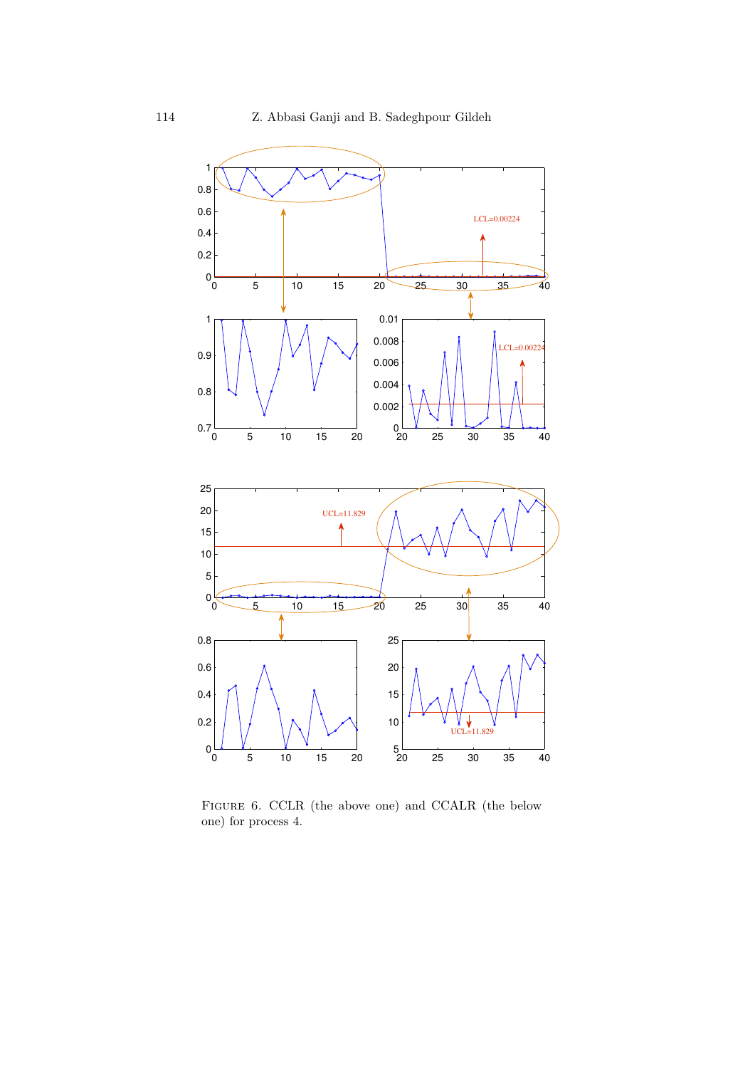Figure 6. CCLR (the above one) and CCALR (the below one) for process 4.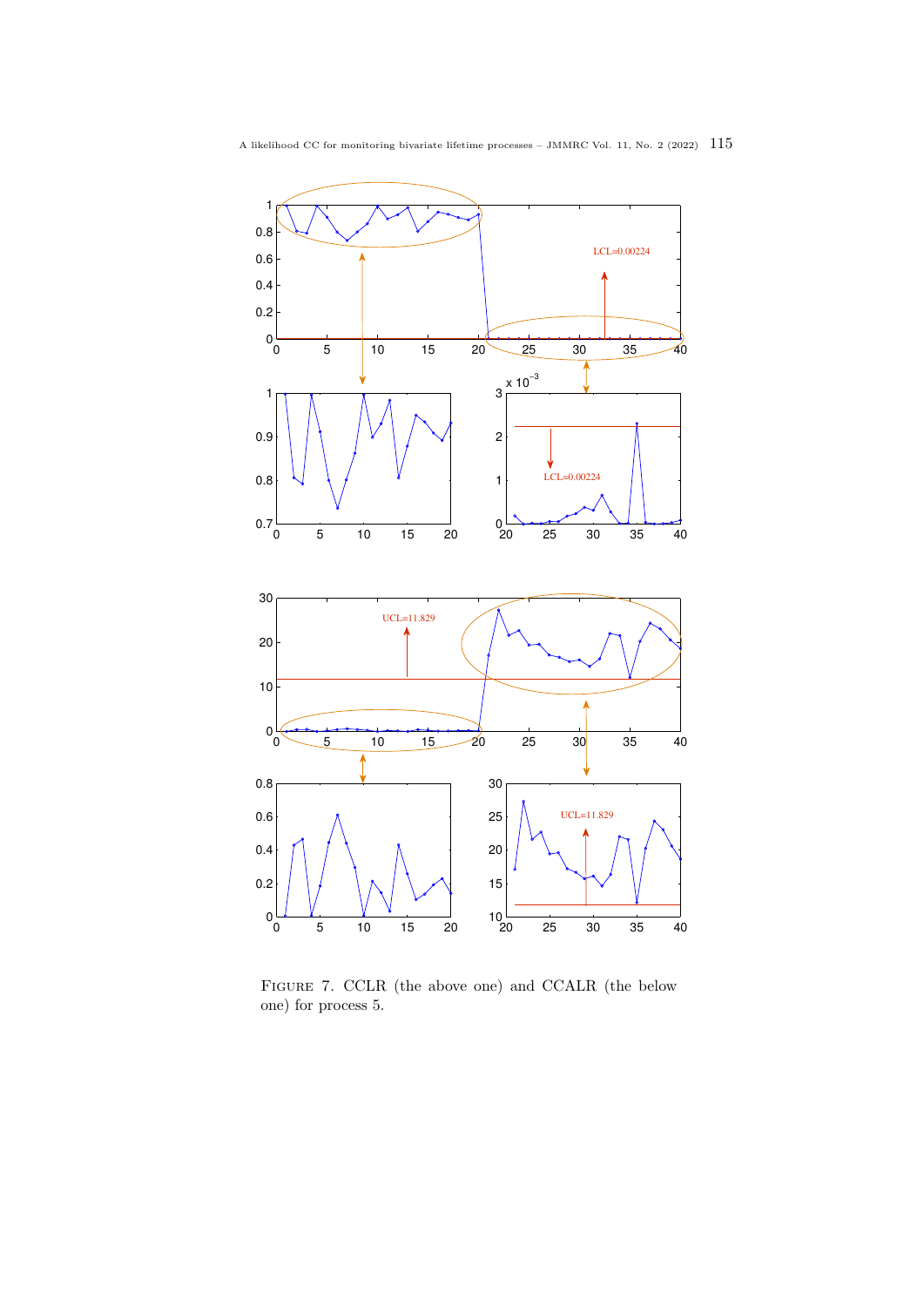Figure 7. CCLR (the above one) and CCALR (the below one) for process 5.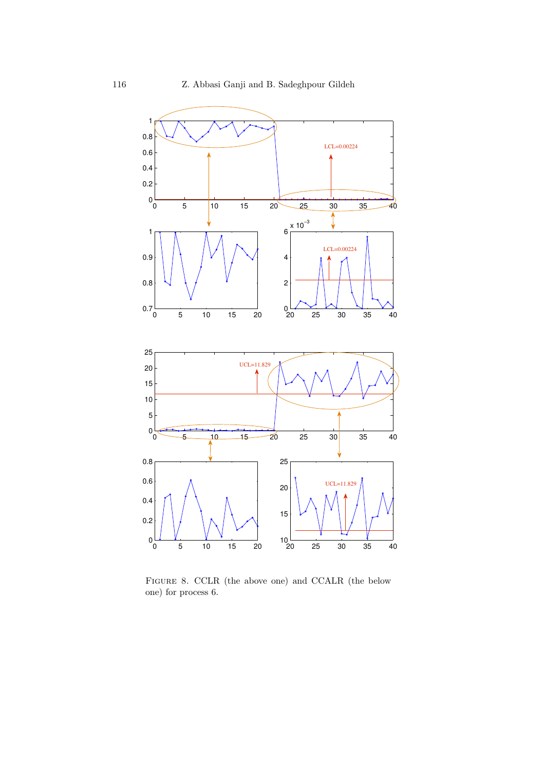Figure 8. CCLR (the above one) and CCALR (the below one) for process 6.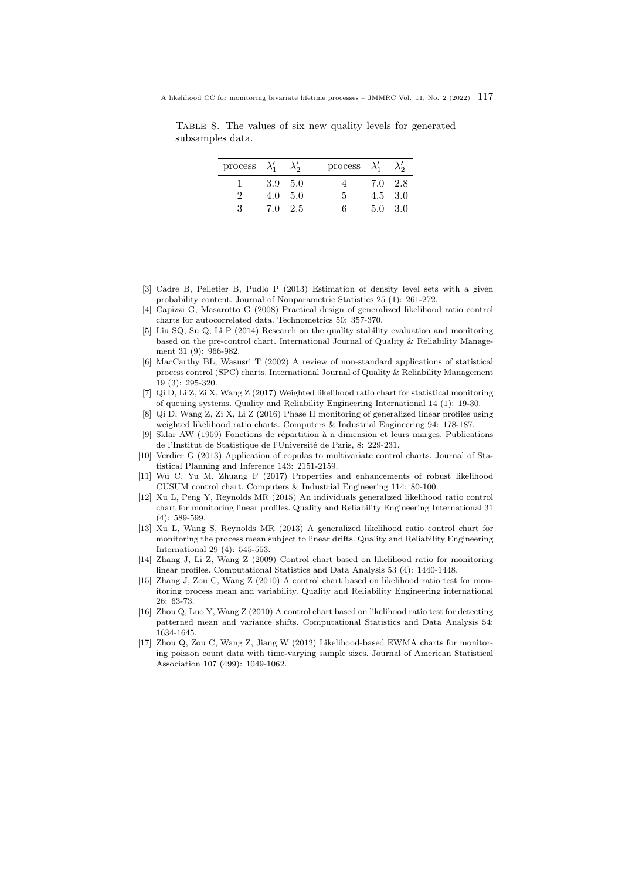Table 8. The values of six new quality levels for generated subsamples data.

| process | $\lambda_1'$ | $\lambda_2'$ | process | $\lambda_1'$ | $\lambda_2'$ |
|---|---|---|---|---|---|
| 1 | 3.9 | 5.0 | 4 | 7.0 | 2.8 |
| 2 | 4.0 | 5.0 | 5 | 4.5 | 3.0 |
| 3 | 7.0 | 2.5 | 6 | 5.0 | 3.0 |

[3] Cadre B, Pelletier B, Pudlo P (2013) Estimation of density level sets with a given probability content. Journal of Nonparametric Statistics 25 (1): 261-272.

[4] Capizzi G, Masarotto G (2008) Practical design of generalized likelihood ratio control charts for autocorrelated data. Technometrics 50: 357-370.

[5] Liu SQ, Su Q, Li P (2014) Research on the quality stability evaluation and monitoring based on the pre-control chart. International Journal of Quality & Reliability Management 31 (9): 966-982.

[6] MacCarthy BL, Wasusri T (2002) A review of non-standard applications of statistical process control (SPC) charts. International Journal of Quality & Reliability Management 19 (3): 295-320.

[7] Qi D, Li Z, Zi X, Wang Z (2017) Weighted likelihood ratio chart for statistical monitoring of queuing systems. Quality and Reliability Engineering International 14 (1): 19-30.

[8] Qi D, Wang Z, Zi X, Li Z (2016) Phase II monitoring of generalized linear profiles using weighted likelihood ratio charts. Computers & Industrial Engineering 94: 178-187.

[9] Sklar AW (1959) Fonctions de répartition à n dimension et leurs marges. Publications de l'Institut de Statistique de l'Université de Paris, 8: 229-231.

[10] Verdier G (2013) Application of copulas to multivariate control charts. Journal of Statistical Planning and Inference 143: 2151-2159.

[11] Wu C, Yu M, Zhuang F (2017) Properties and enhancements of robust likelihood CUSUM control chart. Computers & Industrial Engineering 114: 80-100.

[12] Xu L, Peng Y, Reynolds MR (2015) An individuals generalized likelihood ratio control chart for monitoring linear profiles. Quality and Reliability Engineering International 31 (4): 589-599.

[13] Xu L, Wang S, Reynolds MR (2013) A generalized likelihood ratio control chart for monitoring the process mean subject to linear drifts. Quality and Reliability Engineering International 29 (4): 545-553.

[14] Zhang J, Li Z, Wang Z (2009) Control chart based on likelihood ratio for monitoring linear profiles. Computational Statistics and Data Analysis 53 (4): 1440-1448.

[15] Zhang J, Zou C, Wang Z (2010) A control chart based on likelihood ratio test for monitoring process mean and variability. Quality and Reliability Engineering international 26: 63-73.

[16] Zhou Q, Luo Y, Wang Z (2010) A control chart based on likelihood ratio test for detecting patterned mean and variance shifts. Computational Statistics and Data Analysis 54: 1634-1645.

[17] Zhou Q, Zou C, Wang Z, Jiang W (2012) Likelihood-based EWMA charts for monitoring poisson count data with time-varying sample sizes. Journal of American Statistical Association 107 (499): 1049-1062.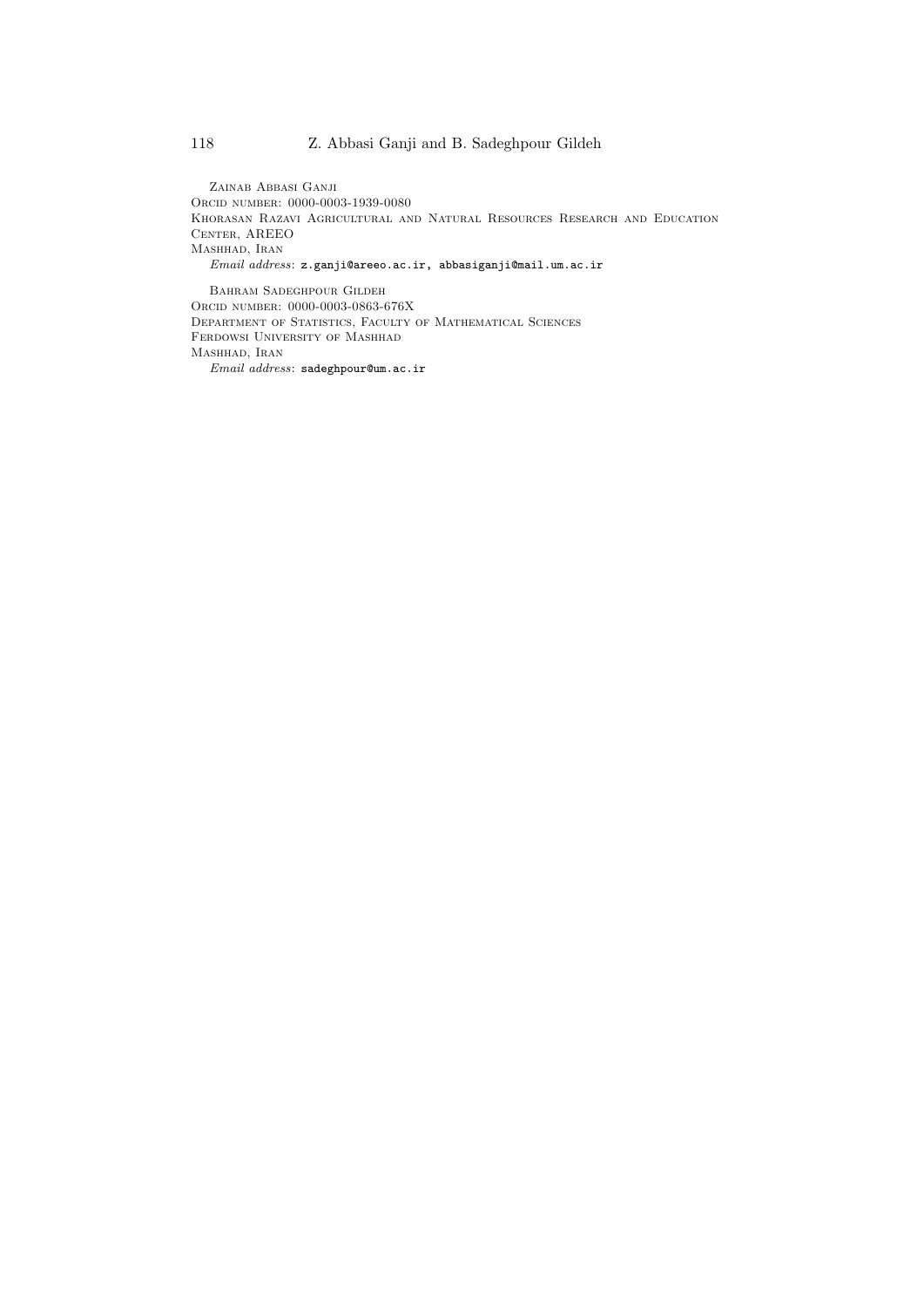Zainab Abbasi Ganji
Orcid number: 0000-0003-1939-0080
Khorasan Razavi Agricultural and Natural Resources Research and Education Center, AREEO
Mashhad, Iran

*Email address*: z.ganji@areeo.ac.ir, abbasiganji@mail.um.ac.ir

Bahram Sadeghpour Gildeh
Orcid number: 0000-0003-0863-676X
Department of Statistics, Faculty of Mathematical Sciences
Ferdowsi University of Mashhad
Mashhad, Iran

*Email address*: sadeghpour@um.ac.ir